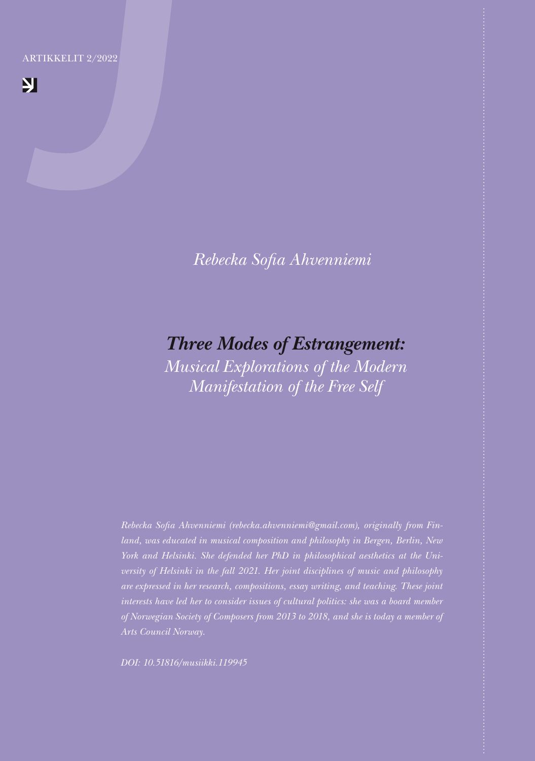ARTIKKELIT 2/2022

*Rebecka Sofia Ahvenniemi*

# *Three Modes of Estrangement:*

## *Musical Explorations of the Modern Manifestation of the Free Self*

*Rebecka Sofia Ahvenniemi (rebecka.ahvenniemi@gmail.com), originally from Finland, was educated in musical composition and philosophy in Bergen, Berlin, New York and Helsinki. She defended her PhD in philosophical aesthetics at the University of Helsinki in the fall 2021. Her joint disciplines of music and philosophy are expressed in her research, compositions, essay writing, and teaching. These joint interests have led her to consider issues of cultural politics: she was a board member of Norwegian Society of Composers from 2013 to 2018, and she is today a member of Arts Council Norway.*

*DOI: 10.51816/musiikki.119945*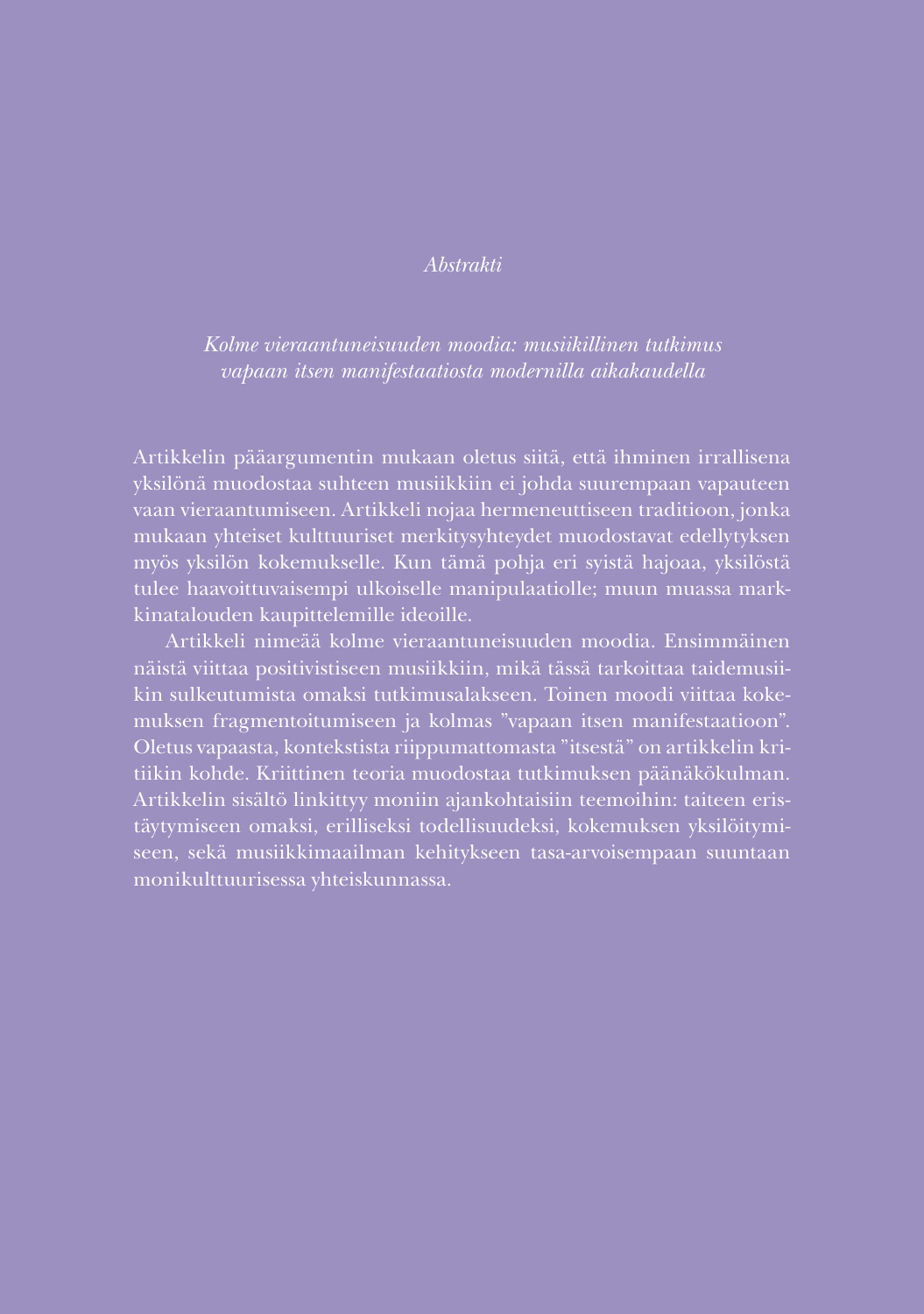*Abstrakti*

*Kolme vieraantuneisuuden moodia: musiikillinen tutkimus vapaan itsen manifestaatiosta modernilla aikakaudella*

Artikkelin pääargumentin mukaan oletus siitä, että ihminen irrallisena yksilönä muodostaa suhteen musiikkiin ei johda suurempaan vapauteen vaan vieraantumiseen. Artikkeli nojaa hermeneuttiseen traditioon, jonka mukaan yhteiset kulttuuriset merkitysyhteydet muodostavat edellytyksen myös yksilön kokemukselle. Kun tämä pohja eri syistä hajoaa, yksilöstä tulee haavoittuvaisempi ulkoiselle manipulaatiolle; muun muassa markkinatalouden kaupittelemille ideoille.

Artikkeli nimeää kolme vieraantuneisuuden moodia. Ensimmäinen näistä viittaa positivistiseen musiikkiin, mikä tässä tarkoittaa taidemusiikin sulkeutumista omaksi tutkimusalakseen. Toinen moodi viittaa kokemuksen fragmentoitumiseen ja kolmas ”vapaan itsen manifestaatioon”. Oletus vapaasta, kontekstista riippumattomasta ”itsestä” on artikkelin kritiikin kohde. Kriittinen teoria muodostaa tutkimuksen päänäkökulman. Artikkelin sisältö linkittyy moniin ajankohtaisiin teemoihin: taiteen eristäytymiseen omaksi, erilliseksi todellisuudeksi, kokemuksen yksilöitymiseen, sekä musiikkimaailman kehitykseen tasa-arvoisempaan suuntaan monikulttuurisessa yhteiskunnassa.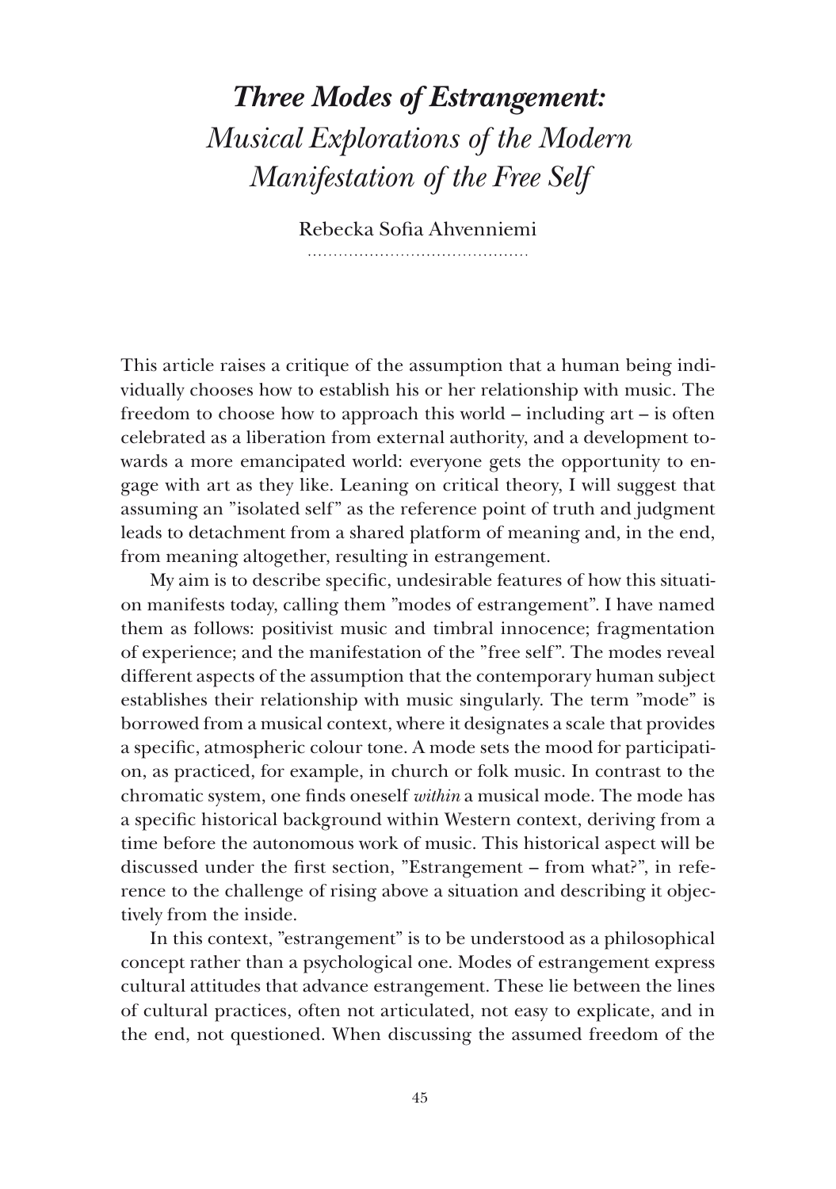# *Three Modes of Estrangement:*
## *Musical Explorations of the Modern Manifestation of the Free Self*

Rebecka Sofia Ahvenniemi

This article raises a critique of the assumption that a human being individually chooses how to establish his or her relationship with music. The freedom to choose how to approach this world – including art – is often celebrated as a liberation from external authority, and a development towards a more emancipated world: everyone gets the opportunity to engage with art as they like. Leaning on critical theory, I will suggest that assuming an ”isolated self” as the reference point of truth and judgment leads to detachment from a shared platform of meaning and, in the end, from meaning altogether, resulting in estrangement.

My aim is to describe specific, undesirable features of how this situation manifests today, calling them ”modes of estrangement”. I have named them as follows: positivist music and timbral innocence; fragmentation of experience; and the manifestation of the ”free self”. The modes reveal different aspects of the assumption that the contemporary human subject establishes their relationship with music singularly. The term ”mode” is borrowed from a musical context, where it designates a scale that provides a specific, atmospheric colour tone. A mode sets the mood for participation, as practiced, for example, in church or folk music. In contrast to the chromatic system, one finds oneself *within* a musical mode. The mode has a specific historical background within Western context, deriving from a time before the autonomous work of music. This historical aspect will be discussed under the first section, ”Estrangement – from what?”, in reference to the challenge of rising above a situation and describing it objectively from the inside.

In this context, ”estrangement” is to be understood as a philosophical concept rather than a psychological one. Modes of estrangement express cultural attitudes that advance estrangement. These lie between the lines of cultural practices, often not articulated, not easy to explicate, and in the end, not questioned. When discussing the assumed freedom of the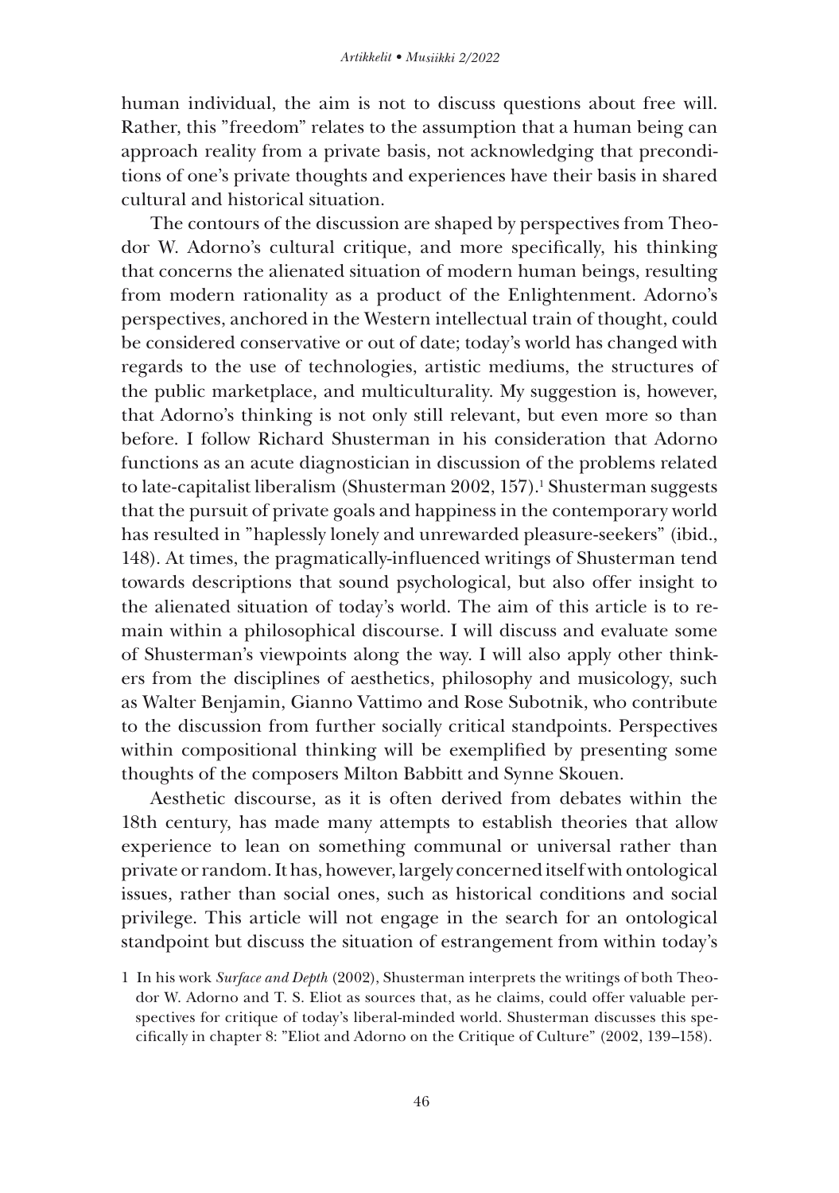human individual, the aim is not to discuss questions about free will. Rather, this ”freedom” relates to the assumption that a human being can approach reality from a private basis, not acknowledging that preconditions of one's private thoughts and experiences have their basis in shared cultural and historical situation.

The contours of the discussion are shaped by perspectives from Theodor W. Adorno's cultural critique, and more specifically, his thinking that concerns the alienated situation of modern human beings, resulting from modern rationality as a product of the Enlightenment. Adorno's perspectives, anchored in the Western intellectual train of thought, could be considered conservative or out of date; today's world has changed with regards to the use of technologies, artistic mediums, the structures of the public marketplace, and multiculturality. My suggestion is, however, that Adorno's thinking is not only still relevant, but even more so than before. I follow Richard Shusterman in his consideration that Adorno functions as an acute diagnostician in discussion of the problems related to late-capitalist liberalism (Shusterman 2002, 157).[1] Shusterman suggests that the pursuit of private goals and happiness in the contemporary world has resulted in ”haplessly lonely and unrewarded pleasure-seekers” (ibid., 148). At times, the pragmatically-influenced writings of Shusterman tend towards descriptions that sound psychological, but also offer insight to the alienated situation of today's world. The aim of this article is to remain within a philosophical discourse. I will discuss and evaluate some of Shusterman's viewpoints along the way. I will also apply other thinkers from the disciplines of aesthetics, philosophy and musicology, such as Walter Benjamin, Gianno Vattimo and Rose Subotnik, who contribute to the discussion from further socially critical standpoints. Perspectives within compositional thinking will be exemplified by presenting some thoughts of the composers Milton Babbitt and Synne Skouen.

Aesthetic discourse, as it is often derived from debates within the 18th century, has made many attempts to establish theories that allow experience to lean on something communal or universal rather than private or random. It has, however, largely concerned itself with ontological issues, rather than social ones, such as historical conditions and social privilege. This article will not engage in the search for an ontological standpoint but discuss the situation of estrangement from within today's

1 In his work *Surface and Depth* (2002), Shusterman interprets the writings of both Theodor W. Adorno and T. S. Eliot as sources that, as he claims, could offer valuable perspectives for critique of today's liberal-minded world. Shusterman discusses this specifically in chapter 8: ”Eliot and Adorno on the Critique of Culture” (2002, 139–158).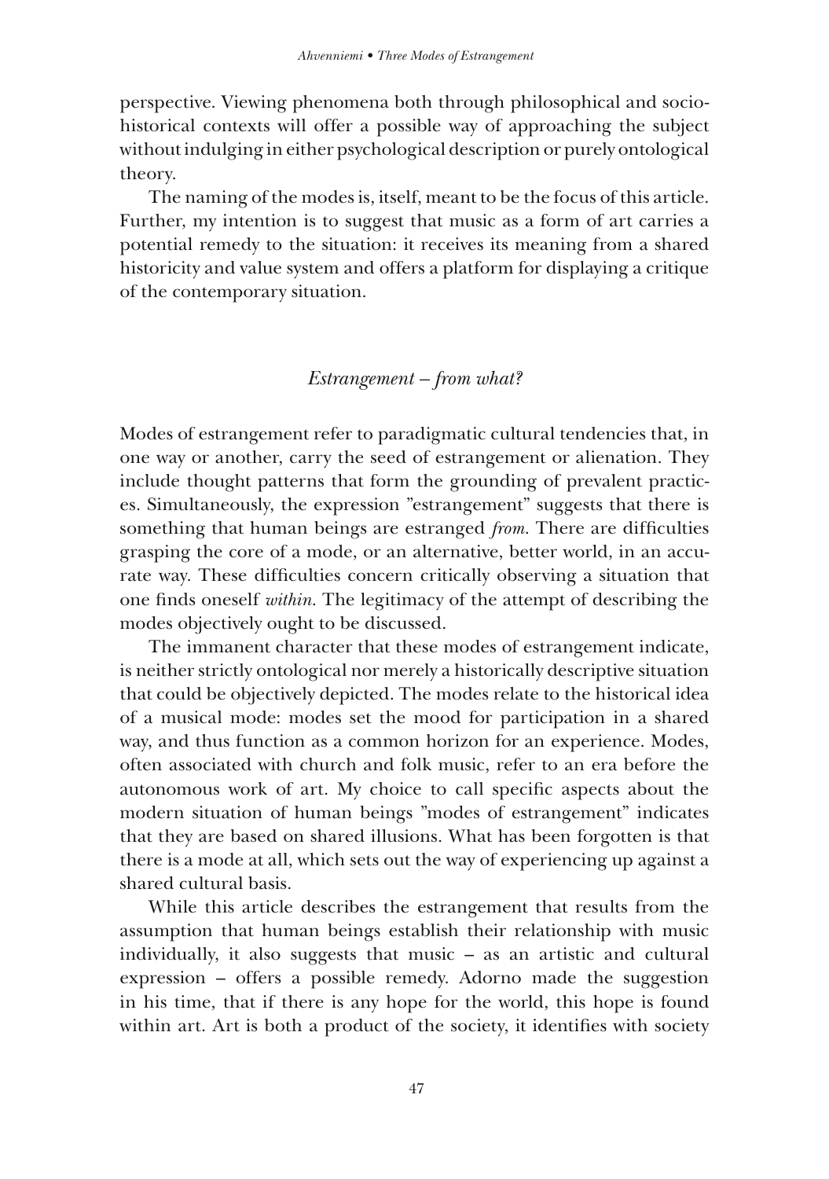perspective. Viewing phenomena both through philosophical and socio-historical contexts will offer a possible way of approaching the subject without indulging in either psychological description or purely ontological theory.

The naming of the modes is, itself, meant to be the focus of this article. Further, my intention is to suggest that music as a form of art carries a potential remedy to the situation: it receives its meaning from a shared historicity and value system and offers a platform for displaying a critique of the contemporary situation.

## *Estrangement – from what?*

Modes of estrangement refer to paradigmatic cultural tendencies that, in one way or another, carry the seed of estrangement or alienation. They include thought patterns that form the grounding of prevalent practices. Simultaneously, the expression ”estrangement” suggests that there is something that human beings are estranged *from*. There are difficulties grasping the core of a mode, or an alternative, better world, in an accurate way. These difficulties concern critically observing a situation that one finds oneself *within*. The legitimacy of the attempt of describing the modes objectively ought to be discussed.

The immanent character that these modes of estrangement indicate, is neither strictly ontological nor merely a historically descriptive situation that could be objectively depicted. The modes relate to the historical idea of a musical mode: modes set the mood for participation in a shared way, and thus function as a common horizon for an experience. Modes, often associated with church and folk music, refer to an era before the autonomous work of art. My choice to call specific aspects about the modern situation of human beings ”modes of estrangement” indicates that they are based on shared illusions. What has been forgotten is that there is a mode at all, which sets out the way of experiencing up against a shared cultural basis.

While this article describes the estrangement that results from the assumption that human beings establish their relationship with music individually, it also suggests that music – as an artistic and cultural expression – offers a possible remedy. Adorno made the suggestion in his time, that if there is any hope for the world, this hope is found within art. Art is both a product of the society, it identifies with society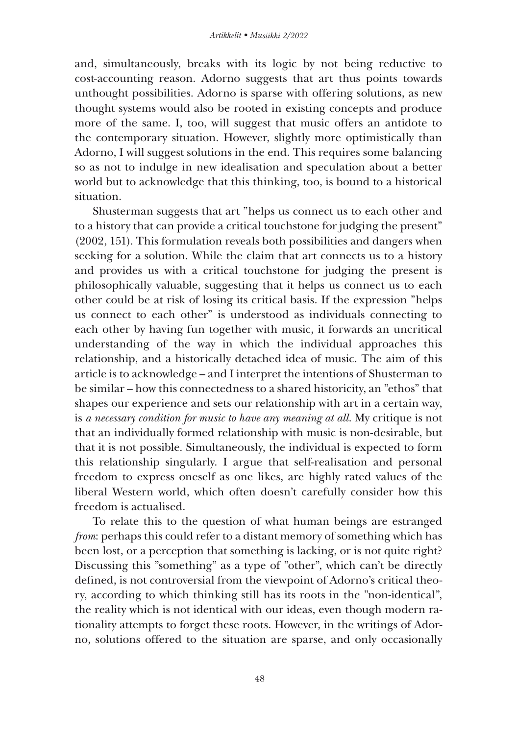and, simultaneously, breaks with its logic by not being reductive to cost-accounting reason. Adorno suggests that art thus points towards unthought possibilities. Adorno is sparse with offering solutions, as new thought systems would also be rooted in existing concepts and produce more of the same. I, too, will suggest that music offers an antidote to the contemporary situation. However, slightly more optimistically than Adorno, I will suggest solutions in the end. This requires some balancing so as not to indulge in new idealisation and speculation about a better world but to acknowledge that this thinking, too, is bound to a historical situation.

Shusterman suggests that art ”helps us connect us to each other and to a history that can provide a critical touchstone for judging the present” (2002, 151). This formulation reveals both possibilities and dangers when seeking for a solution. While the claim that art connects us to a history and provides us with a critical touchstone for judging the present is philosophically valuable, suggesting that it helps us connect us to each other could be at risk of losing its critical basis. If the expression ”helps us connect to each other” is understood as individuals connecting to each other by having fun together with music, it forwards an uncritical understanding of the way in which the individual approaches this relationship, and a historically detached idea of music. The aim of this article is to acknowledge – and I interpret the intentions of Shusterman to be similar – how this connectedness to a shared historicity, an ”ethos” that shapes our experience and sets our relationship with art in a certain way, is *a necessary condition for music to have any meaning at all*. My critique is not that an individually formed relationship with music is non-desirable, but that it is not possible. Simultaneously, the individual is expected to form this relationship singularly. I argue that self-realisation and personal freedom to express oneself as one likes, are highly rated values of the liberal Western world, which often doesn't carefully consider how this freedom is actualised.

To relate this to the question of what human beings are estranged *from*: perhaps this could refer to a distant memory of something which has been lost, or a perception that something is lacking, or is not quite right? Discussing this ”something” as a type of ”other”, which can't be directly defined, is not controversial from the viewpoint of Adorno's critical theory, according to which thinking still has its roots in the ”non-identical”, the reality which is not identical with our ideas, even though modern rationality attempts to forget these roots. However, in the writings of Adorno, solutions offered to the situation are sparse, and only occasionally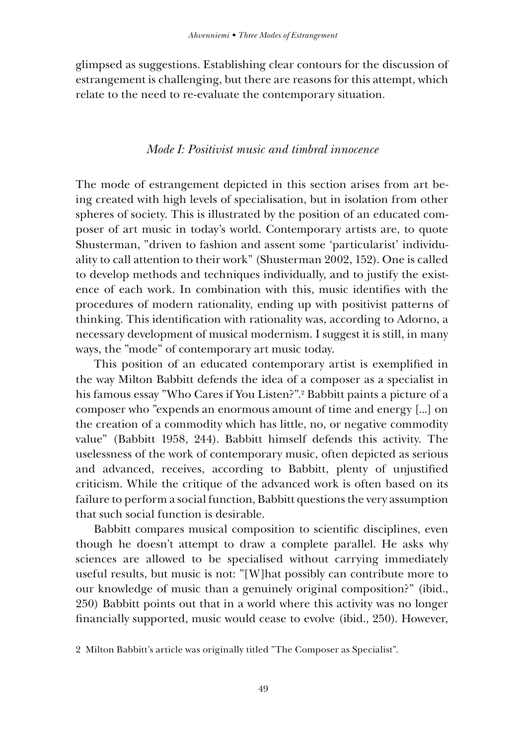glimpsed as suggestions. Establishing clear contours for the discussion of estrangement is challenging, but there are reasons for this attempt, which relate to the need to re-evaluate the contemporary situation.

## *Mode I: Positivist music and timbral innocence*

The mode of estrangement depicted in this section arises from art being created with high levels of specialisation, but in isolation from other spheres of society. This is illustrated by the position of an educated composer of art music in today's world. Contemporary artists are, to quote Shusterman, "driven to fashion and assent some 'particularist' individuality to call attention to their work" (Shusterman 2002, 152). One is called to develop methods and techniques individually, and to justify the existence of each work. In combination with this, music identifies with the procedures of modern rationality, ending up with positivist patterns of thinking. This identification with rationality was, according to Adorno, a necessary development of musical modernism. I suggest it is still, in many ways, the "mode" of contemporary art music today.

This position of an educated contemporary artist is exemplified in the way Milton Babbitt defends the idea of a composer as a specialist in his famous essay "Who Cares if You Listen?".[2] Babbitt paints a picture of a composer who "expends an enormous amount of time and energy [...] on the creation of a commodity which has little, no, or negative commodity value" (Babbitt 1958, 244). Babbitt himself defends this activity. The uselessness of the work of contemporary music, often depicted as serious and advanced, receives, according to Babbitt, plenty of unjustified criticism. While the critique of the advanced work is often based on its failure to perform a social function, Babbitt questions the very assumption that such social function is desirable.

Babbitt compares musical composition to scientific disciplines, even though he doesn't attempt to draw a complete parallel. He asks why sciences are allowed to be specialised without carrying immediately useful results, but music is not: "[W]hat possibly can contribute more to our knowledge of music than a genuinely original composition?" (ibid., 250) Babbitt points out that in a world where this activity was no longer financially supported, music would cease to evolve (ibid., 250). However,

2 Milton Babbitt's article was originally titled "The Composer as Specialist".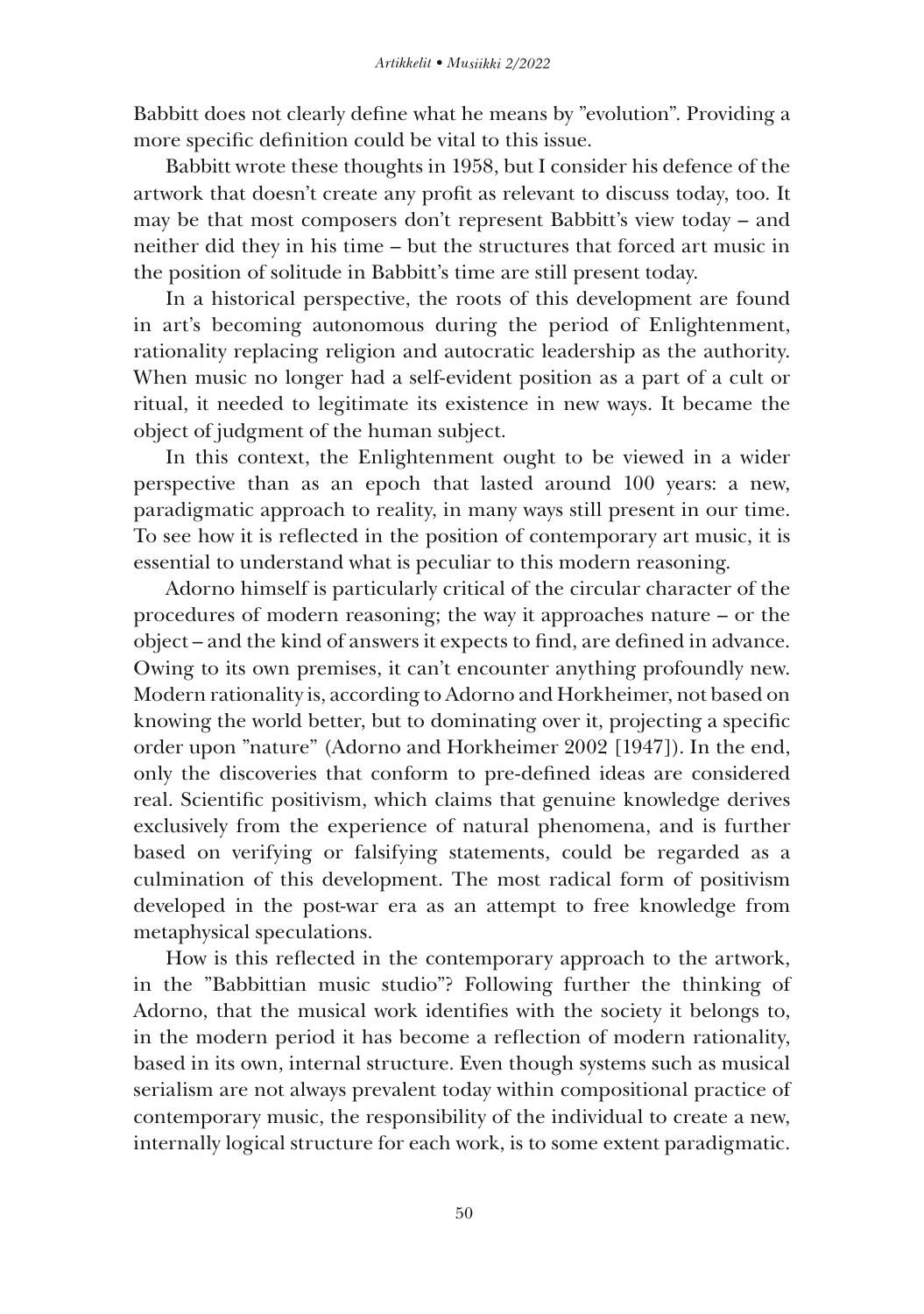Babbitt does not clearly define what he means by ”evolution”. Providing a more specific definition could be vital to this issue.

Babbitt wrote these thoughts in 1958, but I consider his defence of the artwork that doesn't create any profit as relevant to discuss today, too. It may be that most composers don't represent Babbitt's view today – and neither did they in his time – but the structures that forced art music in the position of solitude in Babbitt's time are still present today.

In a historical perspective, the roots of this development are found in art's becoming autonomous during the period of Enlightenment, rationality replacing religion and autocratic leadership as the authority. When music no longer had a self-evident position as a part of a cult or ritual, it needed to legitimate its existence in new ways. It became the object of judgment of the human subject.

In this context, the Enlightenment ought to be viewed in a wider perspective than as an epoch that lasted around 100 years: a new, paradigmatic approach to reality, in many ways still present in our time. To see how it is reflected in the position of contemporary art music, it is essential to understand what is peculiar to this modern reasoning.

Adorno himself is particularly critical of the circular character of the procedures of modern reasoning; the way it approaches nature – or the object – and the kind of answers it expects to find, are defined in advance. Owing to its own premises, it can't encounter anything profoundly new. Modern rationality is, according to Adorno and Horkheimer, not based on knowing the world better, but to dominating over it, projecting a specific order upon ”nature” (Adorno and Horkheimer 2002 [1947]). In the end, only the discoveries that conform to pre-defined ideas are considered real. Scientific positivism, which claims that genuine knowledge derives exclusively from the experience of natural phenomena, and is further based on verifying or falsifying statements, could be regarded as a culmination of this development. The most radical form of positivism developed in the post-war era as an attempt to free knowledge from metaphysical speculations.

How is this reflected in the contemporary approach to the artwork, in the ”Babbittian music studio”? Following further the thinking of Adorno, that the musical work identifies with the society it belongs to, in the modern period it has become a reflection of modern rationality, based in its own, internal structure. Even though systems such as musical serialism are not always prevalent today within compositional practice of contemporary music, the responsibility of the individual to create a new, internally logical structure for each work, is to some extent paradigmatic.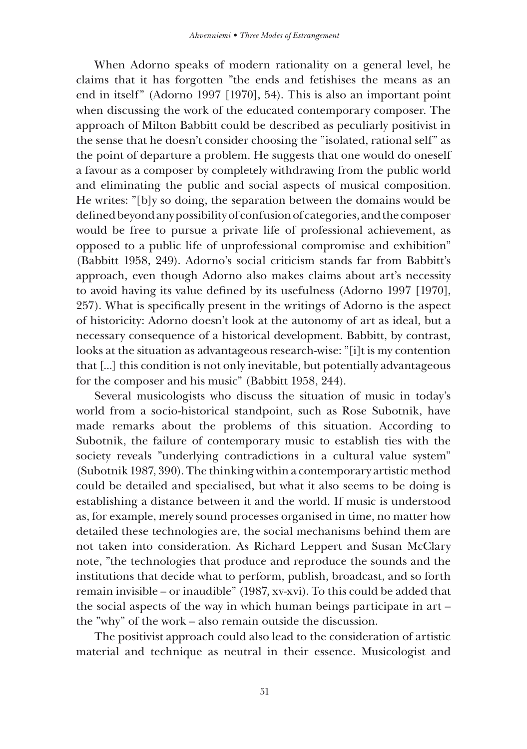When Adorno speaks of modern rationality on a general level, he claims that it has forgotten "the ends and fetishises the means as an end in itself" (Adorno 1997 [1970], 54). This is also an important point when discussing the work of the educated contemporary composer. The approach of Milton Babbitt could be described as peculiarly positivist in the sense that he doesn't consider choosing the "isolated, rational self" as the point of departure a problem. He suggests that one would do oneself a favour as a composer by completely withdrawing from the public world and eliminating the public and social aspects of musical composition. He writes: "[b]y so doing, the separation between the domains would be defined beyond any possibility of confusion of categories, and the composer would be free to pursue a private life of professional achievement, as opposed to a public life of unprofessional compromise and exhibition" (Babbitt 1958, 249). Adorno's social criticism stands far from Babbitt's approach, even though Adorno also makes claims about art's necessity to avoid having its value defined by its usefulness (Adorno 1997 [1970], 257). What is specifically present in the writings of Adorno is the aspect of historicity: Adorno doesn't look at the autonomy of art as ideal, but a necessary consequence of a historical development. Babbitt, by contrast, looks at the situation as advantageous research-wise: "[i]t is my contention that [...] this condition is not only inevitable, but potentially advantageous for the composer and his music" (Babbitt 1958, 244).

Several musicologists who discuss the situation of music in today's world from a socio-historical standpoint, such as Rose Subotnik, have made remarks about the problems of this situation. According to Subotnik, the failure of contemporary music to establish ties with the society reveals "underlying contradictions in a cultural value system" (Subotnik 1987, 390). The thinking within a contemporary artistic method could be detailed and specialised, but what it also seems to be doing is establishing a distance between it and the world. If music is understood as, for example, merely sound processes organised in time, no matter how detailed these technologies are, the social mechanisms behind them are not taken into consideration. As Richard Leppert and Susan McClary note, "the technologies that produce and reproduce the sounds and the institutions that decide what to perform, publish, broadcast, and so forth remain invisible – or inaudible" (1987, xv-xvi). To this could be added that the social aspects of the way in which human beings participate in art – the "why" of the work – also remain outside the discussion.

The positivist approach could also lead to the consideration of artistic material and technique as neutral in their essence. Musicologist and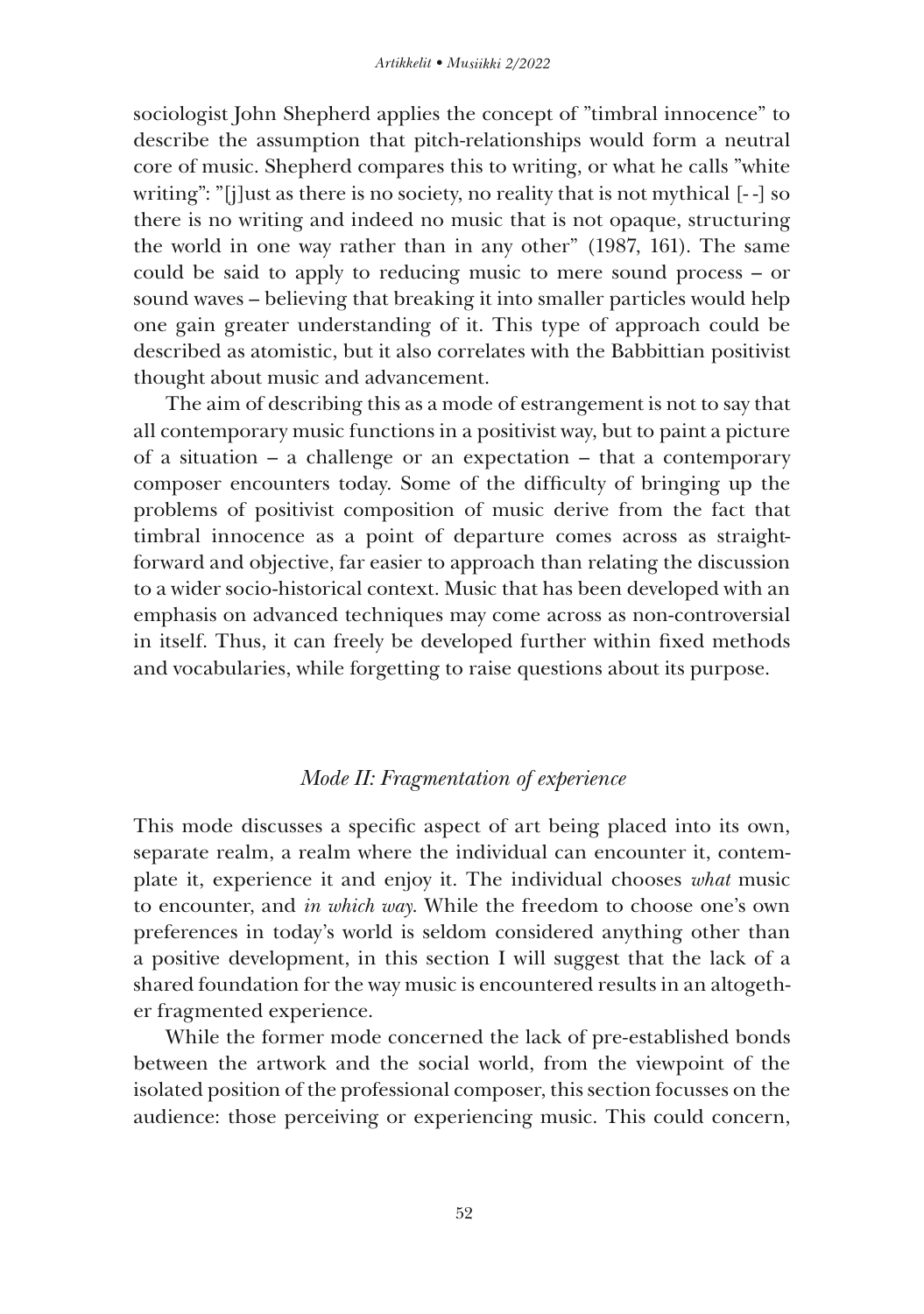sociologist John Shepherd applies the concept of ”timbral innocence” to describe the assumption that pitch-relationships would form a neutral core of music. Shepherd compares this to writing, or what he calls ”white writing”: ”[j]ust as there is no society, no reality that is not mythical [- -] so there is no writing and indeed no music that is not opaque, structuring the world in one way rather than in any other” (1987, 161). The same could be said to apply to reducing music to mere sound process – or sound waves – believing that breaking it into smaller particles would help one gain greater understanding of it. This type of approach could be described as atomistic, but it also correlates with the Babbittian positivist thought about music and advancement.

The aim of describing this as a mode of estrangement is not to say that all contemporary music functions in a positivist way, but to paint a picture of a situation – a challenge or an expectation – that a contemporary composer encounters today. Some of the difficulty of bringing up the problems of positivist composition of music derive from the fact that timbral innocence as a point of departure comes across as straightforward and objective, far easier to approach than relating the discussion to a wider socio-historical context. Music that has been developed with an emphasis on advanced techniques may come across as non-controversial in itself. Thus, it can freely be developed further within fixed methods and vocabularies, while forgetting to raise questions about its purpose.

### *Mode II: Fragmentation of experience*

This mode discusses a specific aspect of art being placed into its own, separate realm, a realm where the individual can encounter it, contemplate it, experience it and enjoy it. The individual chooses *what* music to encounter, and *in which way*. While the freedom to choose one's own preferences in today's world is seldom considered anything other than a positive development, in this section I will suggest that the lack of a shared foundation for the way music is encountered results in an altogether fragmented experience.

While the former mode concerned the lack of pre-established bonds between the artwork and the social world, from the viewpoint of the isolated position of the professional composer, this section focusses on the audience: those perceiving or experiencing music. This could concern,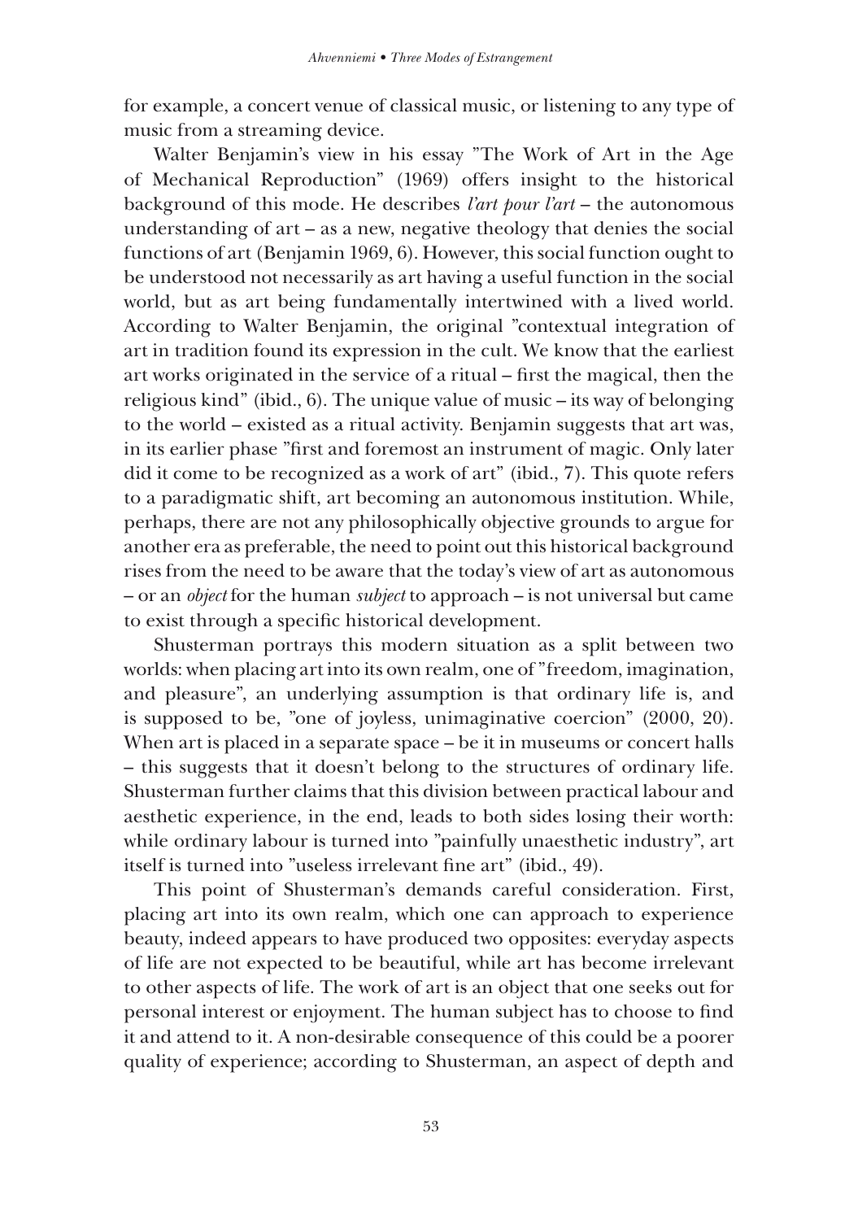for example, a concert venue of classical music, or listening to any type of music from a streaming device.

Walter Benjamin's view in his essay "The Work of Art in the Age of Mechanical Reproduction" (1969) offers insight to the historical background of this mode. He describes *l'art pour l'art* – the autonomous understanding of art – as a new, negative theology that denies the social functions of art (Benjamin 1969, 6). However, this social function ought to be understood not necessarily as art having a useful function in the social world, but as art being fundamentally intertwined with a lived world. According to Walter Benjamin, the original "contextual integration of art in tradition found its expression in the cult. We know that the earliest art works originated in the service of a ritual – first the magical, then the religious kind" (ibid., 6). The unique value of music – its way of belonging to the world – existed as a ritual activity. Benjamin suggests that art was, in its earlier phase "first and foremost an instrument of magic. Only later did it come to be recognized as a work of art" (ibid., 7). This quote refers to a paradigmatic shift, art becoming an autonomous institution. While, perhaps, there are not any philosophically objective grounds to argue for another era as preferable, the need to point out this historical background rises from the need to be aware that the today's view of art as autonomous – or an *object* for the human *subject* to approach – is not universal but came to exist through a specific historical development.

Shusterman portrays this modern situation as a split between two worlds: when placing art into its own realm, one of "freedom, imagination, and pleasure", an underlying assumption is that ordinary life is, and is supposed to be, "one of joyless, unimaginative coercion" (2000, 20). When art is placed in a separate space – be it in museums or concert halls – this suggests that it doesn't belong to the structures of ordinary life. Shusterman further claims that this division between practical labour and aesthetic experience, in the end, leads to both sides losing their worth: while ordinary labour is turned into "painfully unaesthetic industry", art itself is turned into "useless irrelevant fine art" (ibid., 49).

This point of Shusterman's demands careful consideration. First, placing art into its own realm, which one can approach to experience beauty, indeed appears to have produced two opposites: everyday aspects of life are not expected to be beautiful, while art has become irrelevant to other aspects of life. The work of art is an object that one seeks out for personal interest or enjoyment. The human subject has to choose to find it and attend to it. A non-desirable consequence of this could be a poorer quality of experience; according to Shusterman, an aspect of depth and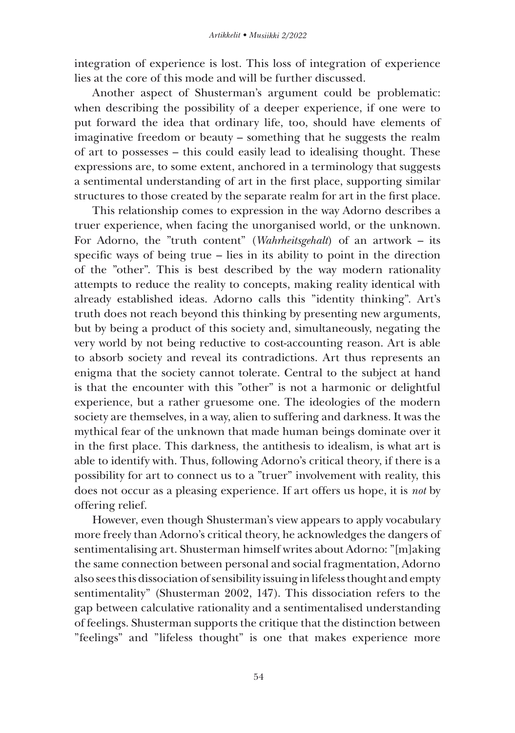integration of experience is lost. This loss of integration of experience lies at the core of this mode and will be further discussed.

Another aspect of Shusterman's argument could be problematic: when describing the possibility of a deeper experience, if one were to put forward the idea that ordinary life, too, should have elements of imaginative freedom or beauty – something that he suggests the realm of art to possesses – this could easily lead to idealising thought. These expressions are, to some extent, anchored in a terminology that suggests a sentimental understanding of art in the first place, supporting similar structures to those created by the separate realm for art in the first place.

This relationship comes to expression in the way Adorno describes a truer experience, when facing the unorganised world, or the unknown. For Adorno, the "truth content" (*Wahrheitsgehalt*) of an artwork – its specific ways of being true – lies in its ability to point in the direction of the "other". This is best described by the way modern rationality attempts to reduce the reality to concepts, making reality identical with already established ideas. Adorno calls this "identity thinking". Art's truth does not reach beyond this thinking by presenting new arguments, but by being a product of this society and, simultaneously, negating the very world by not being reductive to cost-accounting reason. Art is able to absorb society and reveal its contradictions. Art thus represents an enigma that the society cannot tolerate. Central to the subject at hand is that the encounter with this "other" is not a harmonic or delightful experience, but a rather gruesome one. The ideologies of the modern society are themselves, in a way, alien to suffering and darkness. It was the mythical fear of the unknown that made human beings dominate over it in the first place. This darkness, the antithesis to idealism, is what art is able to identify with. Thus, following Adorno's critical theory, if there is a possibility for art to connect us to a "truer" involvement with reality, this does not occur as a pleasing experience. If art offers us hope, it is *not* by offering relief.

However, even though Shusterman's view appears to apply vocabulary more freely than Adorno's critical theory, he acknowledges the dangers of sentimentalising art. Shusterman himself writes about Adorno: "[m]aking the same connection between personal and social fragmentation, Adorno also sees this dissociation of sensibility issuing in lifeless thought and empty sentimentality" (Shusterman 2002, 147). This dissociation refers to the gap between calculative rationality and a sentimentalised understanding of feelings. Shusterman supports the critique that the distinction between "feelings" and "lifeless thought" is one that makes experience more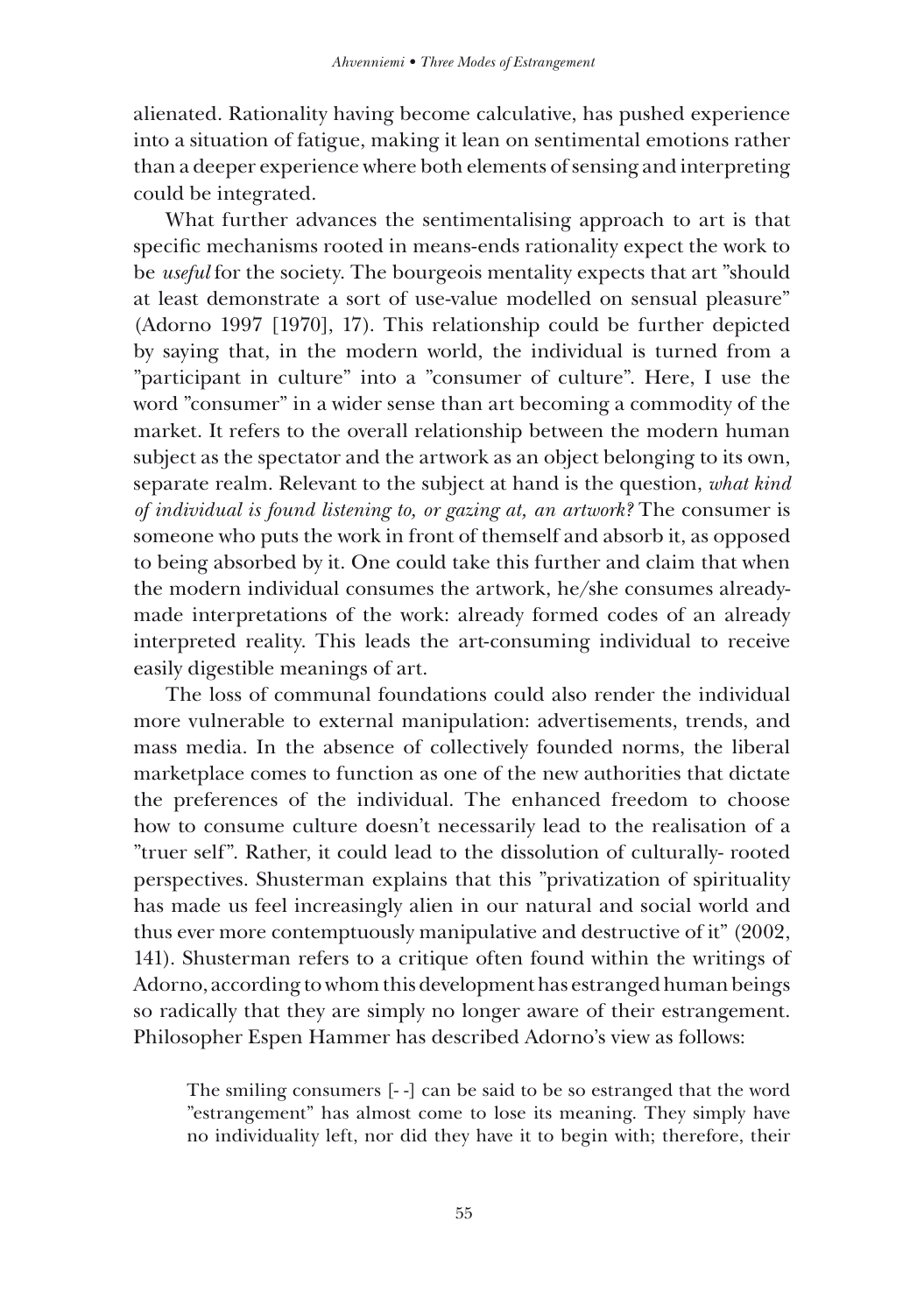alienated. Rationality having become calculative, has pushed experience into a situation of fatigue, making it lean on sentimental emotions rather than a deeper experience where both elements of sensing and interpreting could be integrated.

What further advances the sentimentalising approach to art is that specific mechanisms rooted in means-ends rationality expect the work to be *useful* for the society. The bourgeois mentality expects that art "should at least demonstrate a sort of use-value modelled on sensual pleasure" (Adorno 1997 [1970], 17). This relationship could be further depicted by saying that, in the modern world, the individual is turned from a "participant in culture" into a "consumer of culture". Here, I use the word "consumer" in a wider sense than art becoming a commodity of the market. It refers to the overall relationship between the modern human subject as the spectator and the artwork as an object belonging to its own, separate realm. Relevant to the subject at hand is the question, *what kind of individual is found listening to, or gazing at, an artwork?* The consumer is someone who puts the work in front of themself and absorb it, as opposed to being absorbed by it. One could take this further and claim that when the modern individual consumes the artwork, he/she consumes already-made interpretations of the work: already formed codes of an already interpreted reality. This leads the art-consuming individual to receive easily digestible meanings of art.

The loss of communal foundations could also render the individual more vulnerable to external manipulation: advertisements, trends, and mass media. In the absence of collectively founded norms, the liberal marketplace comes to function as one of the new authorities that dictate the preferences of the individual. The enhanced freedom to choose how to consume culture doesn't necessarily lead to the realisation of a "truer self". Rather, it could lead to the dissolution of culturally- rooted perspectives. Shusterman explains that this "privatization of spirituality has made us feel increasingly alien in our natural and social world and thus ever more contemptuously manipulative and destructive of it" (2002, 141). Shusterman refers to a critique often found within the writings of Adorno, according to whom this development has estranged human beings so radically that they are simply no longer aware of their estrangement. Philosopher Espen Hammer has described Adorno's view as follows:

> The smiling consumers [- -] can be said to be so estranged that the word "estrangement" has almost come to lose its meaning. They simply have no individuality left, nor did they have it to begin with; therefore, their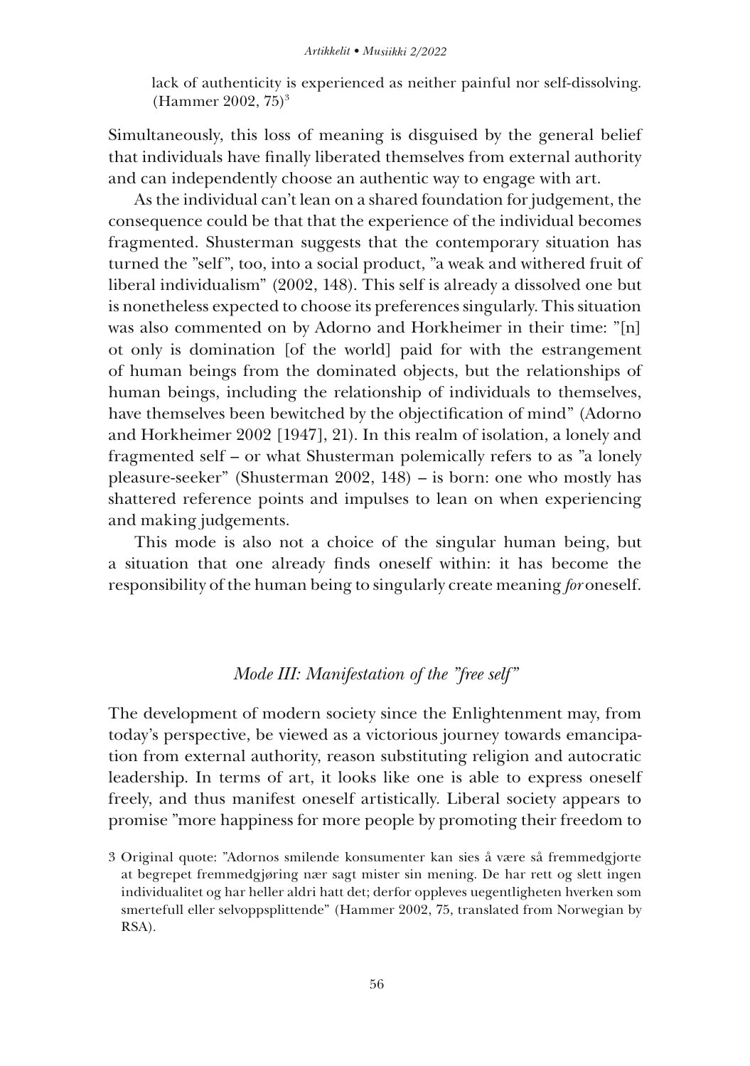> lack of authenticity is experienced as neither painful nor self-dissolving. (Hammer 2002, 75)[3]

Simultaneously, this loss of meaning is disguised by the general belief that individuals have finally liberated themselves from external authority and can independently choose an authentic way to engage with art.

As the individual can't lean on a shared foundation for judgement, the consequence could be that that the experience of the individual becomes fragmented. Shusterman suggests that the contemporary situation has turned the "self", too, into a social product, "a weak and withered fruit of liberal individualism" (2002, 148). This self is already a dissolved one but is nonetheless expected to choose its preferences singularly. This situation was also commented on by Adorno and Horkheimer in their time: "[n]ot only is domination [of the world] paid for with the estrangement of human beings from the dominated objects, but the relationships of human beings, including the relationship of individuals to themselves, have themselves been bewitched by the objectification of mind" (Adorno and Horkheimer 2002 [1947], 21). In this realm of isolation, a lonely and fragmented self – or what Shusterman polemically refers to as "a lonely pleasure-seeker" (Shusterman 2002, 148) – is born: one who mostly has shattered reference points and impulses to lean on when experiencing and making judgements.

This mode is also not a choice of the singular human being, but a situation that one already finds oneself within: it has become the responsibility of the human being to singularly create meaning *for* oneself.

### *Mode III: Manifestation of the "free self"*

The development of modern society since the Enlightenment may, from today's perspective, be viewed as a victorious journey towards emancipation from external authority, reason substituting religion and autocratic leadership. In terms of art, it looks like one is able to express oneself freely, and thus manifest oneself artistically. Liberal society appears to promise "more happiness for more people by promoting their freedom to

---

3 Original quote: "Adornos smilende konsumenter kan sies å være så fremmedgjorte at begrepet fremmedgjøring nær sagt mister sin mening. De har rett og slett ingen individualitet og har heller aldri hatt det; derfor oppleves uegentligheten hverken som smertefull eller selvoppsplittende" (Hammer 2002, 75, translated from Norwegian by RSA).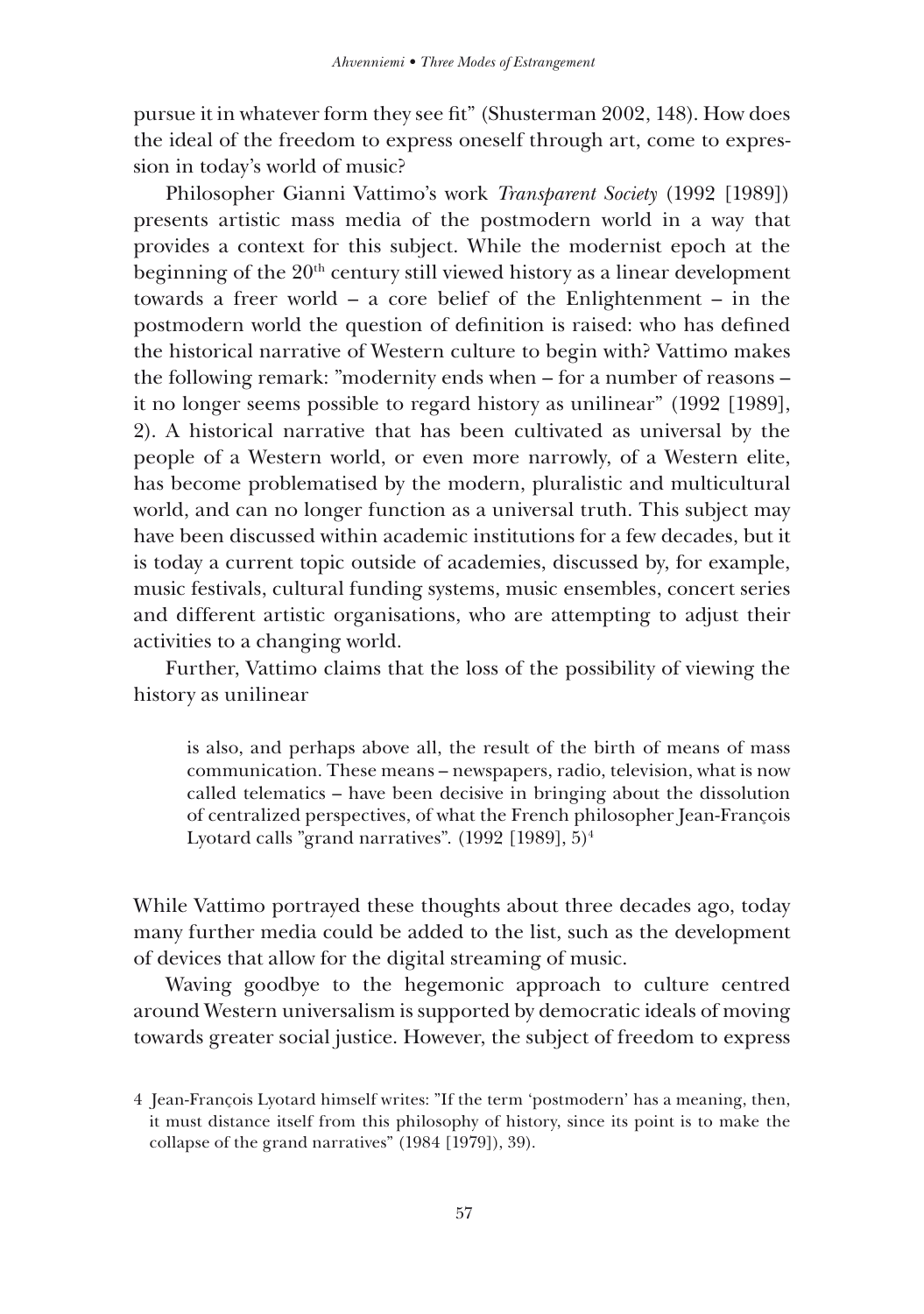pursue it in whatever form they see fit" (Shusterman 2002, 148). How does the ideal of the freedom to express oneself through art, come to expression in today's world of music?

Philosopher Gianni Vattimo's work *Transparent Society* (1992 [1989]) presents artistic mass media of the postmodern world in a way that provides a context for this subject. While the modernist epoch at the beginning of the 20th century still viewed history as a linear development towards a freer world – a core belief of the Enlightenment – in the postmodern world the question of definition is raised: who has defined the historical narrative of Western culture to begin with? Vattimo makes the following remark: "modernity ends when – for a number of reasons – it no longer seems possible to regard history as unilinear" (1992 [1989], 2). A historical narrative that has been cultivated as universal by the people of a Western world, or even more narrowly, of a Western elite, has become problematised by the modern, pluralistic and multicultural world, and can no longer function as a universal truth. This subject may have been discussed within academic institutions for a few decades, but it is today a current topic outside of academies, discussed by, for example, music festivals, cultural funding systems, music ensembles, concert series and different artistic organisations, who are attempting to adjust their activities to a changing world.

Further, Vattimo claims that the loss of the possibility of viewing the history as unilinear

> is also, and perhaps above all, the result of the birth of means of mass communication. These means – newspapers, radio, television, what is now called telematics – have been decisive in bringing about the dissolution of centralized perspectives, of what the French philosopher Jean-François Lyotard calls "grand narratives". (1992 [1989], 5)[4]

While Vattimo portrayed these thoughts about three decades ago, today many further media could be added to the list, such as the development of devices that allow for the digital streaming of music.

Waving goodbye to the hegemonic approach to culture centred around Western universalism is supported by democratic ideals of moving towards greater social justice. However, the subject of freedom to express

4 Jean-François Lyotard himself writes: "If the term 'postmodern' has a meaning, then, it must distance itself from this philosophy of history, since its point is to make the collapse of the grand narratives" (1984 [1979]), 39).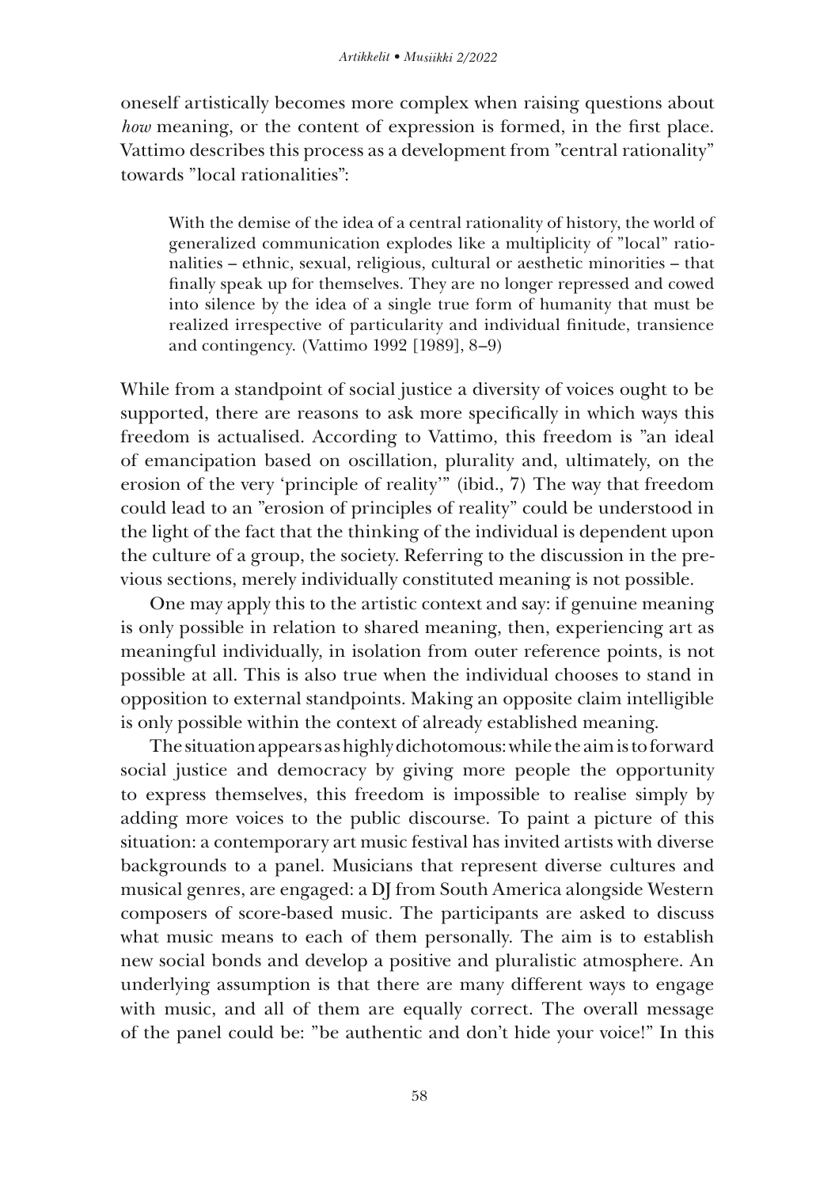oneself artistically becomes more complex when raising questions about *how* meaning, or the content of expression is formed, in the first place. Vattimo describes this process as a development from ”central rationality” towards ”local rationalities”:

> With the demise of the idea of a central rationality of history, the world of generalized communication explodes like a multiplicity of ”local” rationalities – ethnic, sexual, religious, cultural or aesthetic minorities – that finally speak up for themselves. They are no longer repressed and cowed into silence by the idea of a single true form of humanity that must be realized irrespective of particularity and individual finitude, transience and contingency. (Vattimo 1992 [1989], 8–9)

While from a standpoint of social justice a diversity of voices ought to be supported, there are reasons to ask more specifically in which ways this freedom is actualised. According to Vattimo, this freedom is ”an ideal of emancipation based on oscillation, plurality and, ultimately, on the erosion of the very 'principle of reality'” (ibid., 7) The way that freedom could lead to an ”erosion of principles of reality” could be understood in the light of the fact that the thinking of the individual is dependent upon the culture of a group, the society. Referring to the discussion in the previous sections, merely individually constituted meaning is not possible.

One may apply this to the artistic context and say: if genuine meaning is only possible in relation to shared meaning, then, experiencing art as meaningful individually, in isolation from outer reference points, is not possible at all. This is also true when the individual chooses to stand in opposition to external standpoints. Making an opposite claim intelligible is only possible within the context of already established meaning.

The situation appears as highly dichotomous: while the aim is to forward social justice and democracy by giving more people the opportunity to express themselves, this freedom is impossible to realise simply by adding more voices to the public discourse. To paint a picture of this situation: a contemporary art music festival has invited artists with diverse backgrounds to a panel. Musicians that represent diverse cultures and musical genres, are engaged: a DJ from South America alongside Western composers of score-based music. The participants are asked to discuss what music means to each of them personally. The aim is to establish new social bonds and develop a positive and pluralistic atmosphere. An underlying assumption is that there are many different ways to engage with music, and all of them are equally correct. The overall message of the panel could be: ”be authentic and don't hide your voice!” In this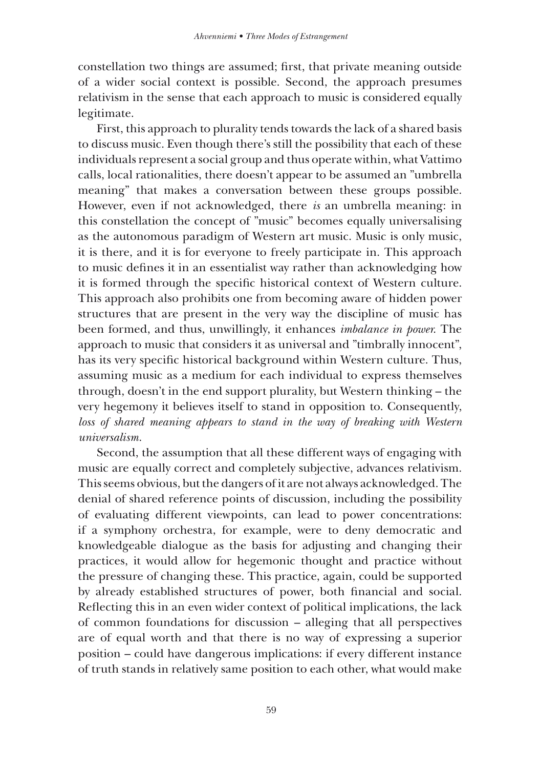constellation two things are assumed; first, that private meaning outside of a wider social context is possible. Second, the approach presumes relativism in the sense that each approach to music is considered equally legitimate.

First, this approach to plurality tends towards the lack of a shared basis to discuss music. Even though there's still the possibility that each of these individuals represent a social group and thus operate within, what Vattimo calls, local rationalities, there doesn't appear to be assumed an "umbrella meaning" that makes a conversation between these groups possible. However, even if not acknowledged, there *is* an umbrella meaning: in this constellation the concept of "music" becomes equally universalising as the autonomous paradigm of Western art music. Music is only music, it is there, and it is for everyone to freely participate in. This approach to music defines it in an essentialist way rather than acknowledging how it is formed through the specific historical context of Western culture. This approach also prohibits one from becoming aware of hidden power structures that are present in the very way the discipline of music has been formed, and thus, unwillingly, it enhances *imbalance in power*. The approach to music that considers it as universal and "timbrally innocent", has its very specific historical background within Western culture. Thus, assuming music as a medium for each individual to express themselves through, doesn't in the end support plurality, but Western thinking – the very hegemony it believes itself to stand in opposition to. Consequently, *loss of shared meaning appears to stand in the way of breaking with Western universalism*.

Second, the assumption that all these different ways of engaging with music are equally correct and completely subjective, advances relativism. This seems obvious, but the dangers of it are not always acknowledged. The denial of shared reference points of discussion, including the possibility of evaluating different viewpoints, can lead to power concentrations: if a symphony orchestra, for example, were to deny democratic and knowledgeable dialogue as the basis for adjusting and changing their practices, it would allow for hegemonic thought and practice without the pressure of changing these. This practice, again, could be supported by already established structures of power, both financial and social. Reflecting this in an even wider context of political implications, the lack of common foundations for discussion – alleging that all perspectives are of equal worth and that there is no way of expressing a superior position – could have dangerous implications: if every different instance of truth stands in relatively same position to each other, what would make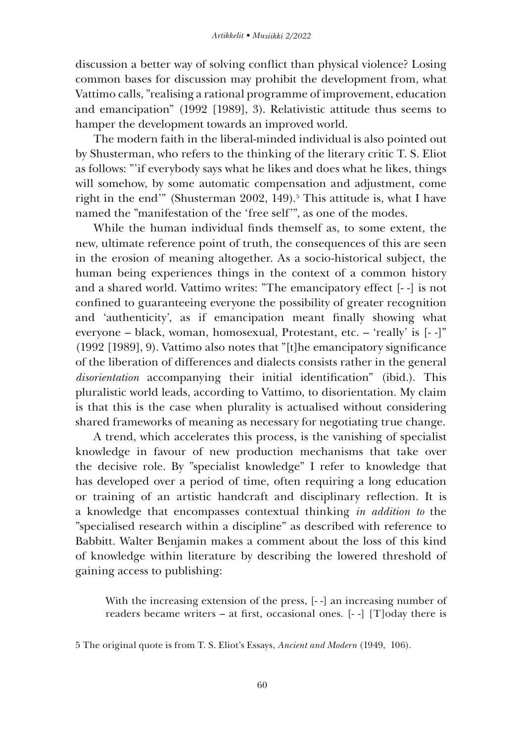discussion a better way of solving conflict than physical violence? Losing common bases for discussion may prohibit the development from, what Vattimo calls, "realising a rational programme of improvement, education and emancipation" (1992 [1989], 3). Relativistic attitude thus seems to hamper the development towards an improved world.

The modern faith in the liberal-minded individual is also pointed out by Shusterman, who refers to the thinking of the literary critic T. S. Eliot as follows: "'if everybody says what he likes and does what he likes, things will somehow, by some automatic compensation and adjustment, come right in the end'" (Shusterman 2002, 149).[5] This attitude is, what I have named the "manifestation of the 'free self'", as one of the modes.

While the human individual finds themself as, to some extent, the new, ultimate reference point of truth, the consequences of this are seen in the erosion of meaning altogether. As a socio-historical subject, the human being experiences things in the context of a common history and a shared world. Vattimo writes: "The emancipatory effect [- -] is not confined to guaranteeing everyone the possibility of greater recognition and 'authenticity', as if emancipation meant finally showing what everyone – black, woman, homosexual, Protestant, etc. – 'really' is [- -]" (1992 [1989], 9). Vattimo also notes that "[t]he emancipatory significance of the liberation of differences and dialects consists rather in the general *disorientation* accompanying their initial identification" (ibid.). This pluralistic world leads, according to Vattimo, to disorientation. My claim is that this is the case when plurality is actualised without considering shared frameworks of meaning as necessary for negotiating true change.

A trend, which accelerates this process, is the vanishing of specialist knowledge in favour of new production mechanisms that take over the decisive role. By "specialist knowledge" I refer to knowledge that has developed over a period of time, often requiring a long education or training of an artistic handcraft and disciplinary reflection. It is a knowledge that encompasses contextual thinking *in addition to* the "specialised research within a discipline" as described with reference to Babbitt. Walter Benjamin makes a comment about the loss of this kind of knowledge within literature by describing the lowered threshold of gaining access to publishing:

> With the increasing extension of the press, [- -] an increasing number of readers became writers – at first, occasional ones. [- -] [T]oday there is

5 The original quote is from T. S. Eliot's Essays, *Ancient and Modern* (1949, 106).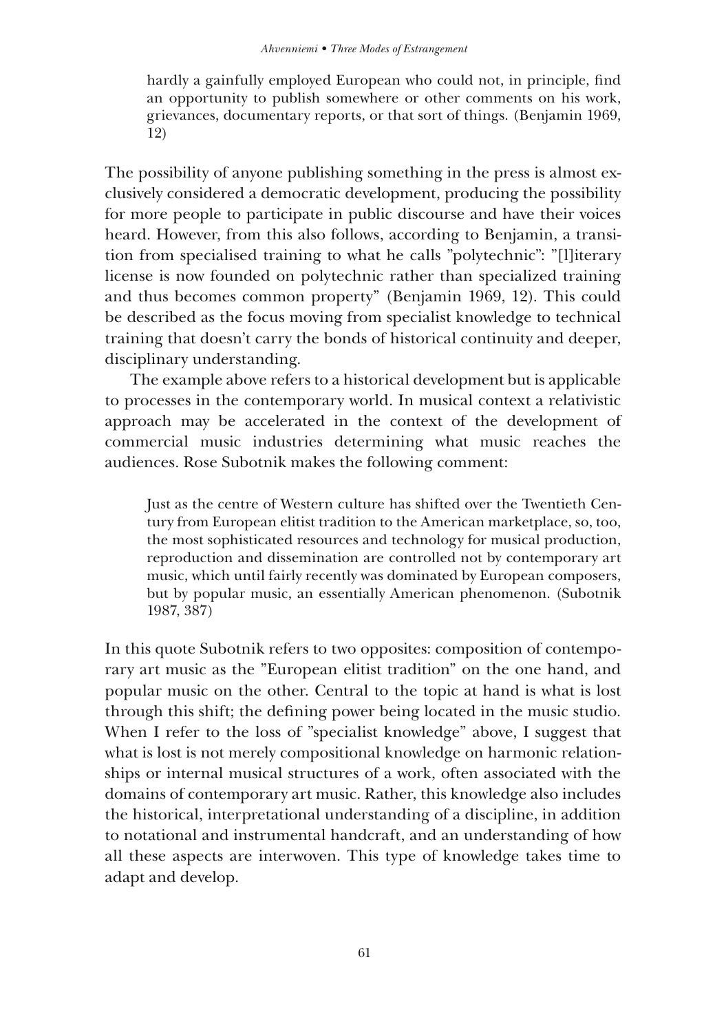> hardly a gainfully employed European who could not, in principle, find an opportunity to publish somewhere or other comments on his work, grievances, documentary reports, or that sort of things. (Benjamin 1969, 12)

The possibility of anyone publishing something in the press is almost exclusively considered a democratic development, producing the possibility for more people to participate in public discourse and have their voices heard. However, from this also follows, according to Benjamin, a transition from specialised training to what he calls "polytechnic": "[l]iterary license is now founded on polytechnic rather than specialized training and thus becomes common property" (Benjamin 1969, 12). This could be described as the focus moving from specialist knowledge to technical training that doesn't carry the bonds of historical continuity and deeper, disciplinary understanding.

The example above refers to a historical development but is applicable to processes in the contemporary world. In musical context a relativistic approach may be accelerated in the context of the development of commercial music industries determining what music reaches the audiences. Rose Subotnik makes the following comment:

> Just as the centre of Western culture has shifted over the Twentieth Century from European elitist tradition to the American marketplace, so, too, the most sophisticated resources and technology for musical production, reproduction and dissemination are controlled not by contemporary art music, which until fairly recently was dominated by European composers, but by popular music, an essentially American phenomenon. (Subotnik 1987, 387)

In this quote Subotnik refers to two opposites: composition of contemporary art music as the "European elitist tradition" on the one hand, and popular music on the other. Central to the topic at hand is what is lost through this shift; the defining power being located in the music studio. When I refer to the loss of "specialist knowledge" above, I suggest that what is lost is not merely compositional knowledge on harmonic relationships or internal musical structures of a work, often associated with the domains of contemporary art music. Rather, this knowledge also includes the historical, interpretational understanding of a discipline, in addition to notational and instrumental handcraft, and an understanding of how all these aspects are interwoven. This type of knowledge takes time to adapt and develop.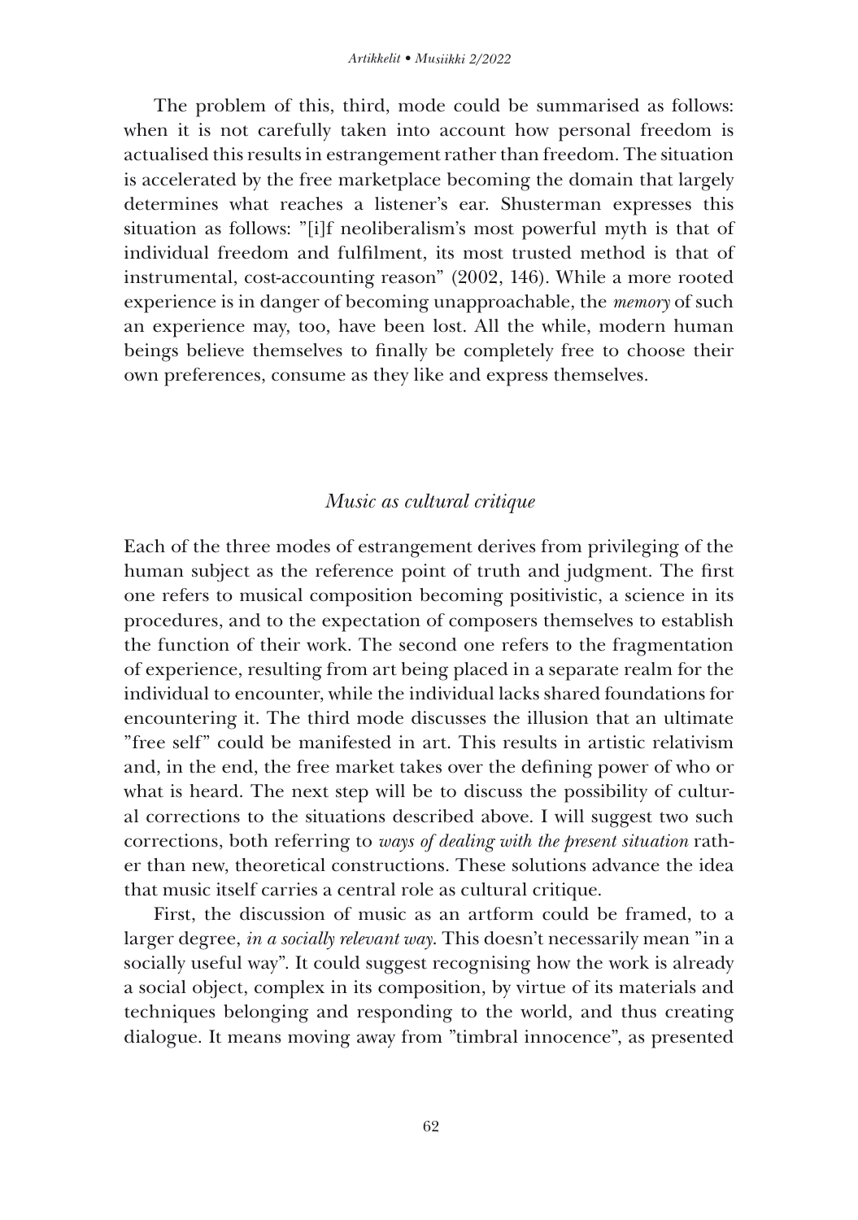The problem of this, third, mode could be summarised as follows: when it is not carefully taken into account how personal freedom is actualised this results in estrangement rather than freedom. The situation is accelerated by the free marketplace becoming the domain that largely determines what reaches a listener's ear. Shusterman expresses this situation as follows: "[i]f neoliberalism's most powerful myth is that of individual freedom and fulfilment, its most trusted method is that of instrumental, cost-accounting reason" (2002, 146). While a more rooted experience is in danger of becoming unapproachable, the *memory* of such an experience may, too, have been lost. All the while, modern human beings believe themselves to finally be completely free to choose their own preferences, consume as they like and express themselves.

## *Music as cultural critique*

Each of the three modes of estrangement derives from privileging of the human subject as the reference point of truth and judgment. The first one refers to musical composition becoming positivistic, a science in its procedures, and to the expectation of composers themselves to establish the function of their work. The second one refers to the fragmentation of experience, resulting from art being placed in a separate realm for the individual to encounter, while the individual lacks shared foundations for encountering it. The third mode discusses the illusion that an ultimate "free self" could be manifested in art. This results in artistic relativism and, in the end, the free market takes over the defining power of who or what is heard. The next step will be to discuss the possibility of cultural corrections to the situations described above. I will suggest two such corrections, both referring to *ways of dealing with the present situation* rather than new, theoretical constructions. These solutions advance the idea that music itself carries a central role as cultural critique.

First, the discussion of music as an artform could be framed, to a larger degree, *in a socially relevant way*. This doesn't necessarily mean "in a socially useful way". It could suggest recognising how the work is already a social object, complex in its composition, by virtue of its materials and techniques belonging and responding to the world, and thus creating dialogue. It means moving away from "timbral innocence", as presented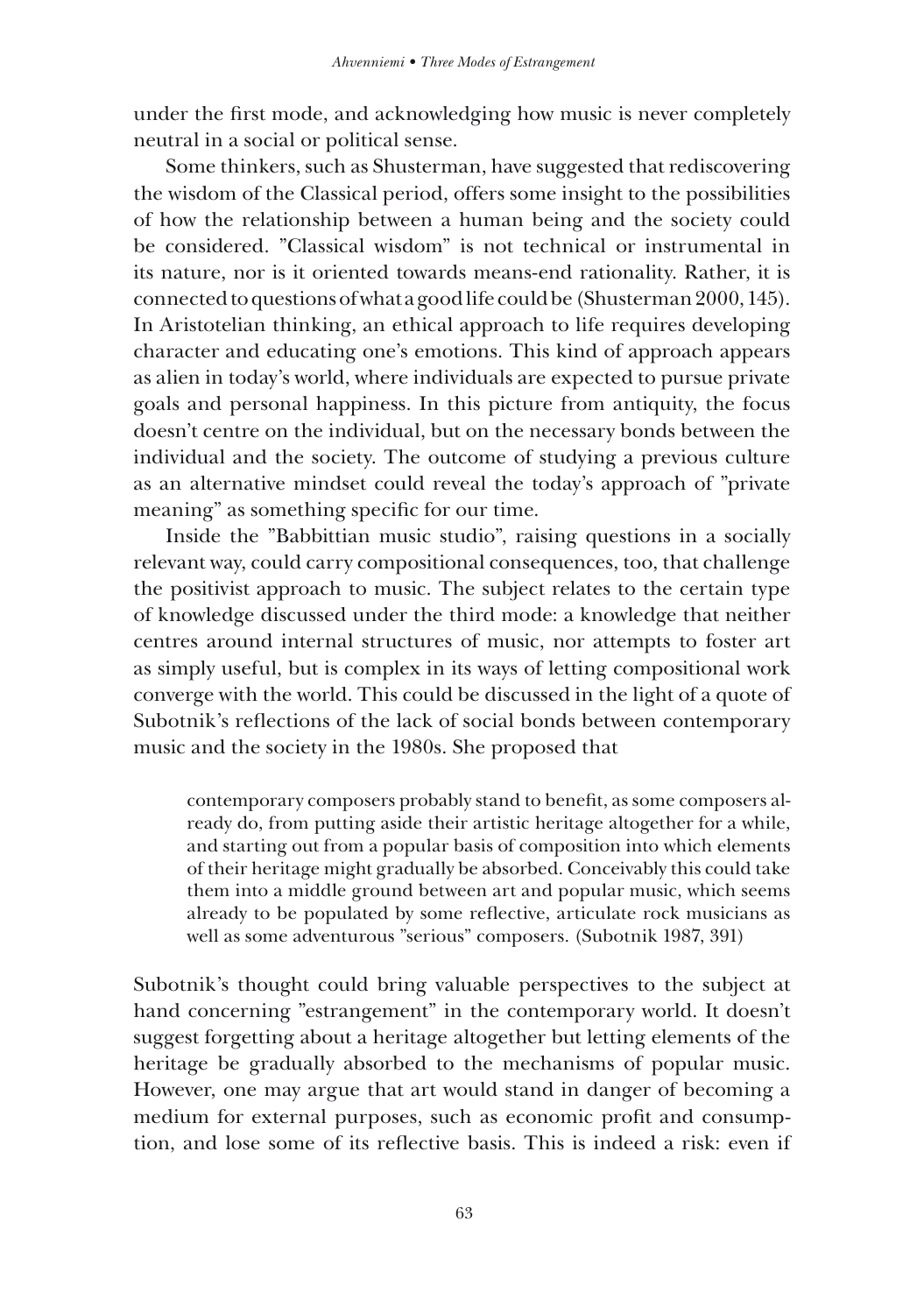under the first mode, and acknowledging how music is never completely neutral in a social or political sense.

Some thinkers, such as Shusterman, have suggested that rediscovering the wisdom of the Classical period, offers some insight to the possibilities of how the relationship between a human being and the society could be considered. "Classical wisdom" is not technical or instrumental in its nature, nor is it oriented towards means-end rationality. Rather, it is connected to questions of what a good life could be (Shusterman 2000, 145). In Aristotelian thinking, an ethical approach to life requires developing character and educating one's emotions. This kind of approach appears as alien in today's world, where individuals are expected to pursue private goals and personal happiness. In this picture from antiquity, the focus doesn't centre on the individual, but on the necessary bonds between the individual and the society. The outcome of studying a previous culture as an alternative mindset could reveal the today's approach of "private meaning" as something specific for our time.

Inside the "Babbittian music studio", raising questions in a socially relevant way, could carry compositional consequences, too, that challenge the positivist approach to music. The subject relates to the certain type of knowledge discussed under the third mode: a knowledge that neither centres around internal structures of music, nor attempts to foster art as simply useful, but is complex in its ways of letting compositional work converge with the world. This could be discussed in the light of a quote of Subotnik's reflections of the lack of social bonds between contemporary music and the society in the 1980s. She proposed that

> contemporary composers probably stand to benefit, as some composers already do, from putting aside their artistic heritage altogether for a while, and starting out from a popular basis of composition into which elements of their heritage might gradually be absorbed. Conceivably this could take them into a middle ground between art and popular music, which seems already to be populated by some reflective, articulate rock musicians as well as some adventurous "serious" composers. (Subotnik 1987, 391)

Subotnik's thought could bring valuable perspectives to the subject at hand concerning "estrangement" in the contemporary world. It doesn't suggest forgetting about a heritage altogether but letting elements of the heritage be gradually absorbed to the mechanisms of popular music. However, one may argue that art would stand in danger of becoming a medium for external purposes, such as economic profit and consumption, and lose some of its reflective basis. This is indeed a risk: even if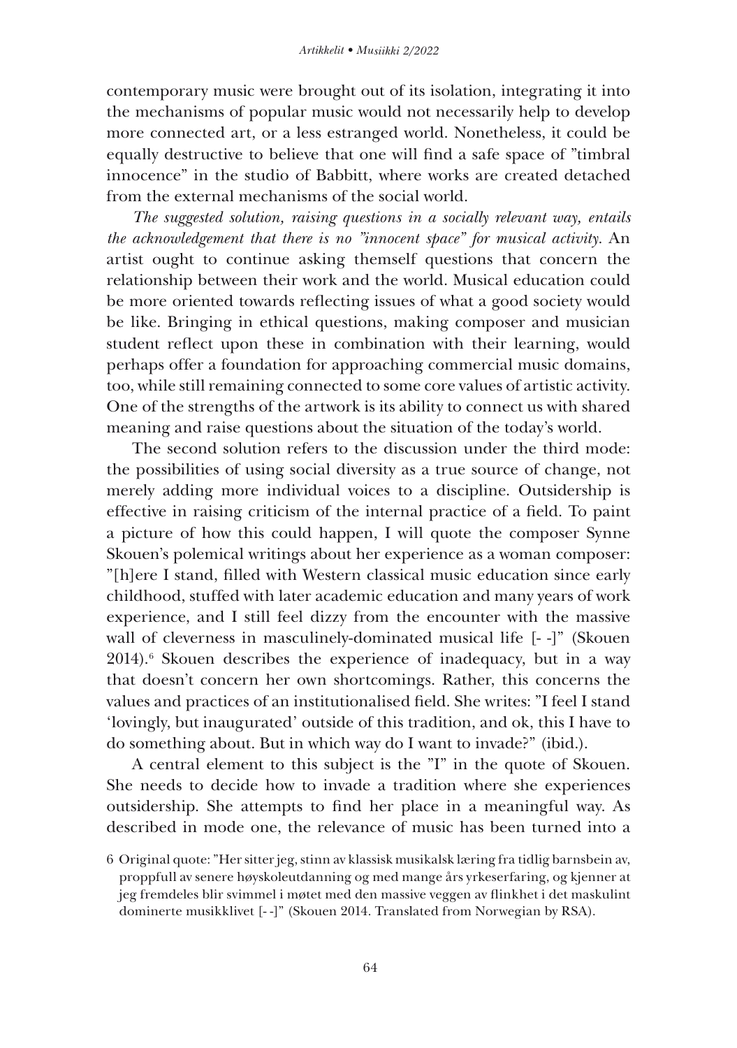contemporary music were brought out of its isolation, integrating it into the mechanisms of popular music would not necessarily help to develop more connected art, or a less estranged world. Nonetheless, it could be equally destructive to believe that one will find a safe space of "timbral innocence" in the studio of Babbitt, where works are created detached from the external mechanisms of the social world.

*The suggested solution, raising questions in a socially relevant way, entails the acknowledgement that there is no "innocent space" for musical activity.* An artist ought to continue asking themself questions that concern the relationship between their work and the world. Musical education could be more oriented towards reflecting issues of what a good society would be like. Bringing in ethical questions, making composer and musician student reflect upon these in combination with their learning, would perhaps offer a foundation for approaching commercial music domains, too, while still remaining connected to some core values of artistic activity. One of the strengths of the artwork is its ability to connect us with shared meaning and raise questions about the situation of the today's world.

The second solution refers to the discussion under the third mode: the possibilities of using social diversity as a true source of change, not merely adding more individual voices to a discipline. Outsidership is effective in raising criticism of the internal practice of a field. To paint a picture of how this could happen, I will quote the composer Synne Skouen's polemical writings about her experience as a woman composer: "[h]ere I stand, filled with Western classical music education since early childhood, stuffed with later academic education and many years of work experience, and I still feel dizzy from the encounter with the massive wall of cleverness in masculinely-dominated musical life [- -]" (Skouen 2014).[6] Skouen describes the experience of inadequacy, but in a way that doesn't concern her own shortcomings. Rather, this concerns the values and practices of an institutionalised field. She writes: "I feel I stand 'lovingly, but inaugurated' outside of this tradition, and ok, this I have to do something about. But in which way do I want to invade?" (ibid.).

A central element to this subject is the "I" in the quote of Skouen. She needs to decide how to invade a tradition where she experiences outsidership. She attempts to find her place in a meaningful way. As described in mode one, the relevance of music has been turned into a

6 Original quote: "Her sitter jeg, stinn av klassisk musikalsk læring fra tidlig barnsbein av, proppfull av senere høyskoleutdanning og med mange års yrkeserfaring, og kjenner at jeg fremdeles blir svimmel i møtet med den massive veggen av flinkhet i det maskulint dominerte musikklivet [- -]" (Skouen 2014. Translated from Norwegian by RSA).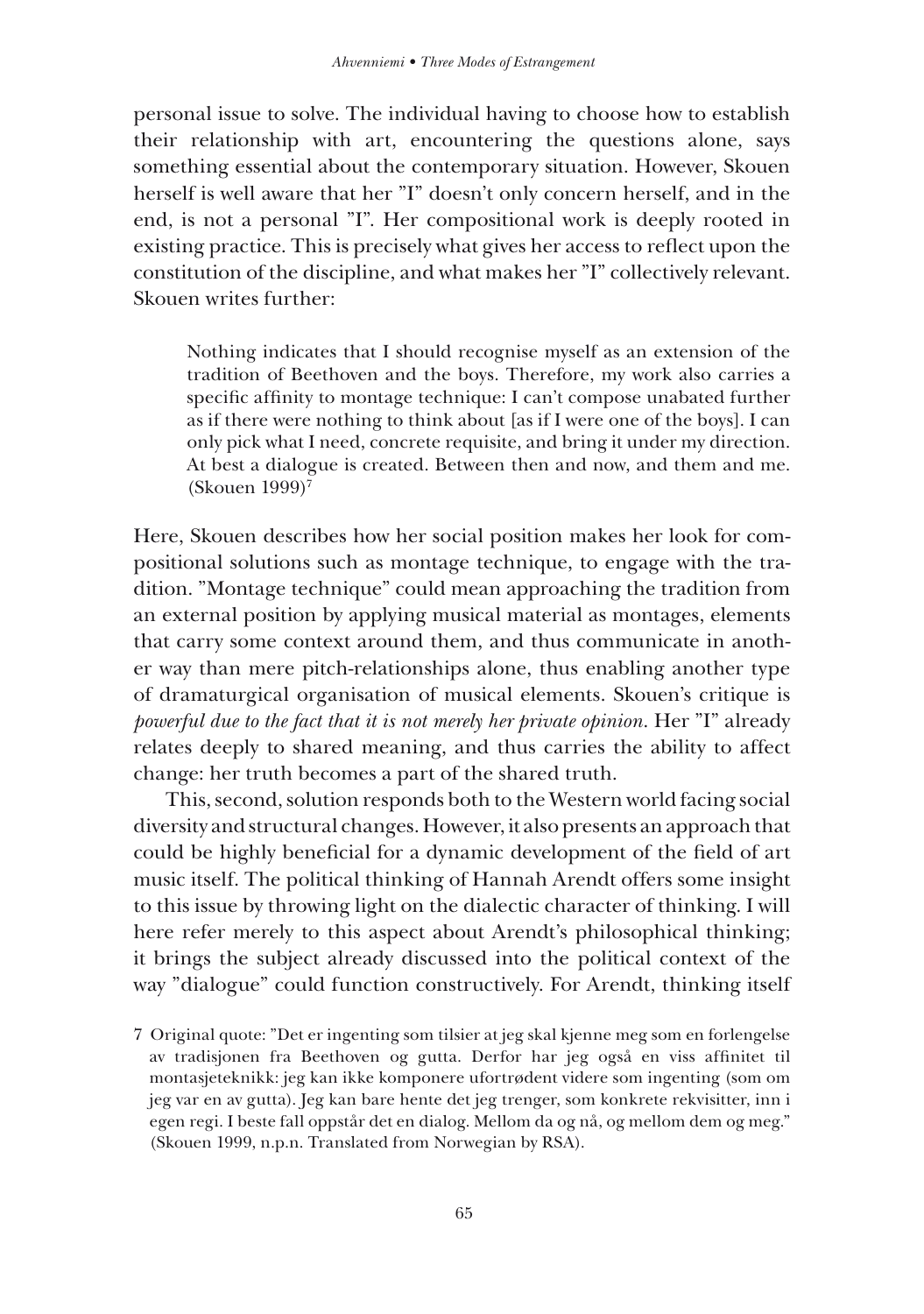personal issue to solve. The individual having to choose how to establish their relationship with art, encountering the questions alone, says something essential about the contemporary situation. However, Skouen herself is well aware that her "I" doesn't only concern herself, and in the end, is not a personal "I". Her compositional work is deeply rooted in existing practice. This is precisely what gives her access to reflect upon the constitution of the discipline, and what makes her "I" collectively relevant. Skouen writes further:

> Nothing indicates that I should recognise myself as an extension of the tradition of Beethoven and the boys. Therefore, my work also carries a specific affinity to montage technique: I can't compose unabated further as if there were nothing to think about [as if I were one of the boys]. I can only pick what I need, concrete requisite, and bring it under my direction. At best a dialogue is created. Between then and now, and them and me. (Skouen 1999)[7]

Here, Skouen describes how her social position makes her look for compositional solutions such as montage technique, to engage with the tradition. "Montage technique" could mean approaching the tradition from an external position by applying musical material as montages, elements that carry some context around them, and thus communicate in another way than mere pitch-relationships alone, thus enabling another type of dramaturgical organisation of musical elements. Skouen's critique is *powerful due to the fact that it is not merely her private opinion*. Her "I" already relates deeply to shared meaning, and thus carries the ability to affect change: her truth becomes a part of the shared truth.

This, second, solution responds both to the Western world facing social diversity and structural changes. However, it also presents an approach that could be highly beneficial for a dynamic development of the field of art music itself. The political thinking of Hannah Arendt offers some insight to this issue by throwing light on the dialectic character of thinking. I will here refer merely to this aspect about Arendt's philosophical thinking; it brings the subject already discussed into the political context of the way "dialogue" could function constructively. For Arendt, thinking itself

7 Original quote: "Det er ingenting som tilsier at jeg skal kjenne meg som en forlengelse av tradisjonen fra Beethoven og gutta. Derfor har jeg også en viss affinitet til montasjeteknikk: jeg kan ikke komponere ufortrødent videre som ingenting (som om jeg var en av gutta). Jeg kan bare hente det jeg trenger, som konkrete rekvisitter, inn i egen regi. I beste fall oppstår det en dialog. Mellom da og nå, og mellom dem og meg." (Skouen 1999, n.p.n. Translated from Norwegian by RSA).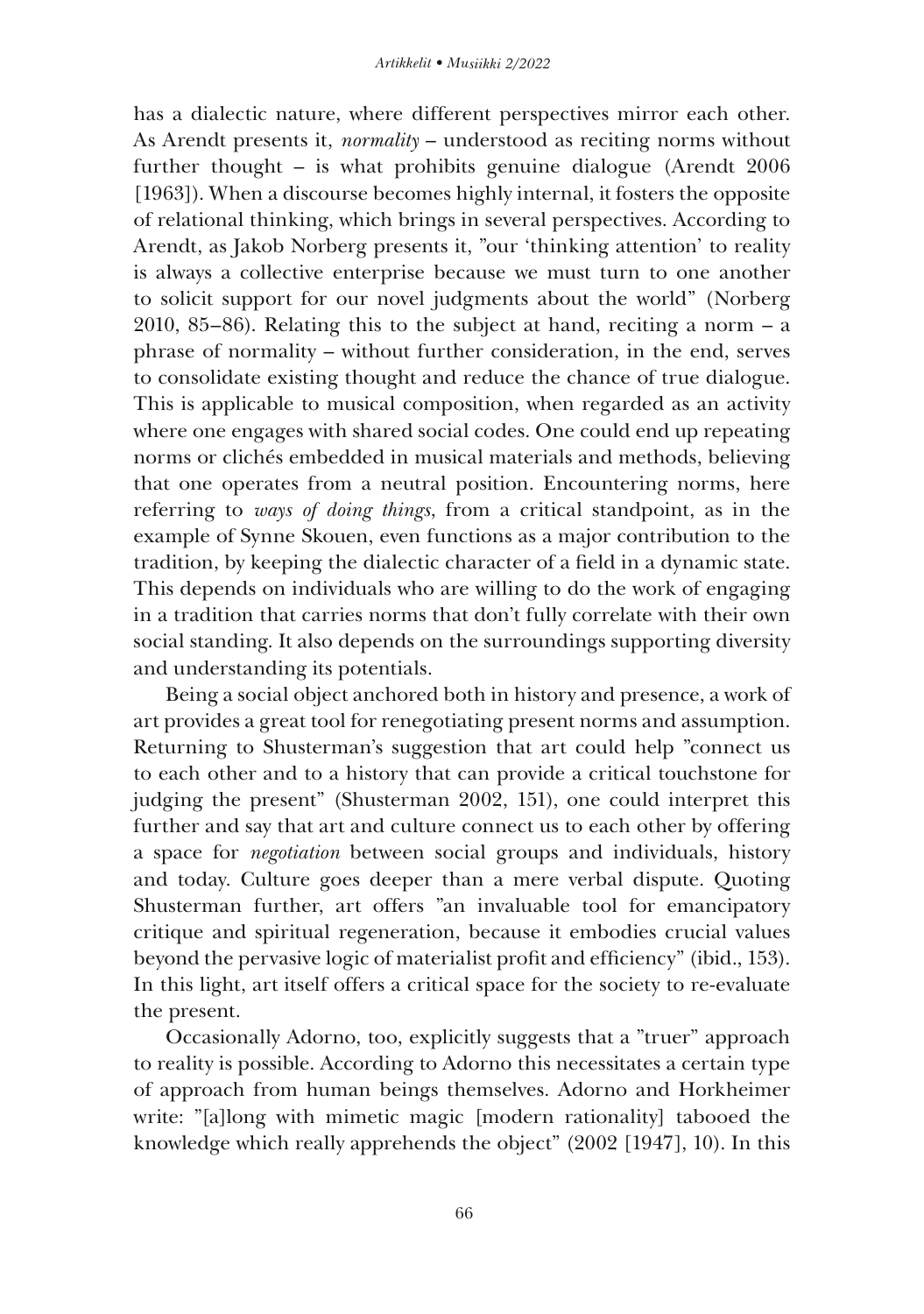has a dialectic nature, where different perspectives mirror each other. As Arendt presents it, *normality* – understood as reciting norms without further thought – is what prohibits genuine dialogue (Arendt 2006 [1963]). When a discourse becomes highly internal, it fosters the opposite of relational thinking, which brings in several perspectives. According to Arendt, as Jakob Norberg presents it, "our 'thinking attention' to reality is always a collective enterprise because we must turn to one another to solicit support for our novel judgments about the world" (Norberg 2010, 85–86). Relating this to the subject at hand, reciting a norm – a phrase of normality – without further consideration, in the end, serves to consolidate existing thought and reduce the chance of true dialogue. This is applicable to musical composition, when regarded as an activity where one engages with shared social codes. One could end up repeating norms or clichés embedded in musical materials and methods, believing that one operates from a neutral position. Encountering norms, here referring to *ways of doing things*, from a critical standpoint, as in the example of Synne Skouen, even functions as a major contribution to the tradition, by keeping the dialectic character of a field in a dynamic state. This depends on individuals who are willing to do the work of engaging in a tradition that carries norms that don't fully correlate with their own social standing. It also depends on the surroundings supporting diversity and understanding its potentials.

Being a social object anchored both in history and presence, a work of art provides a great tool for renegotiating present norms and assumption. Returning to Shusterman's suggestion that art could help "connect us to each other and to a history that can provide a critical touchstone for judging the present" (Shusterman 2002, 151), one could interpret this further and say that art and culture connect us to each other by offering a space for *negotiation* between social groups and individuals, history and today. Culture goes deeper than a mere verbal dispute. Quoting Shusterman further, art offers "an invaluable tool for emancipatory critique and spiritual regeneration, because it embodies crucial values beyond the pervasive logic of materialist profit and efficiency" (ibid., 153). In this light, art itself offers a critical space for the society to re-evaluate the present.

Occasionally Adorno, too, explicitly suggests that a "truer" approach to reality is possible. According to Adorno this necessitates a certain type of approach from human beings themselves. Adorno and Horkheimer write: "[a]long with mimetic magic [modern rationality] tabooed the knowledge which really apprehends the object" (2002 [1947], 10). In this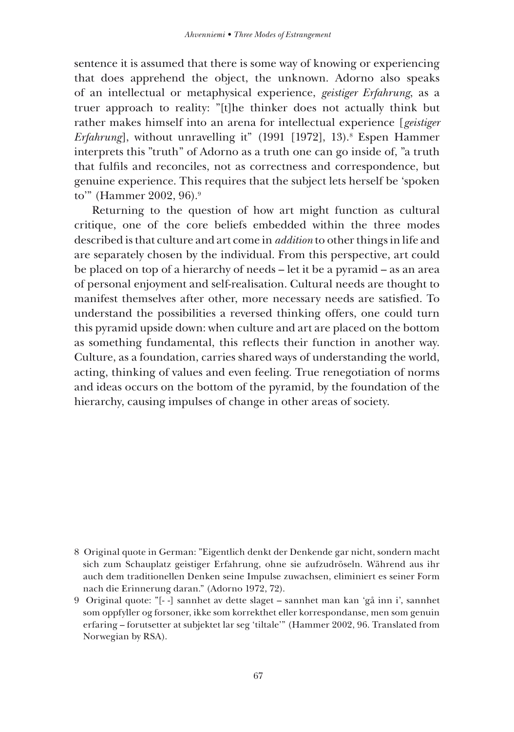sentence it is assumed that there is some way of knowing or experiencing that does apprehend the object, the unknown. Adorno also speaks of an intellectual or metaphysical experience, *geistiger Erfahrung*, as a truer approach to reality: "[t]he thinker does not actually think but rather makes himself into an arena for intellectual experience [*geistiger Erfahrung*], without unravelling it" (1991 [1972], 13).[8] Espen Hammer interprets this "truth" of Adorno as a truth one can go inside of, "a truth that fulfils and reconciles, not as correctness and correspondence, but genuine experience. This requires that the subject lets herself be 'spoken to'" (Hammer 2002, 96).[9]

Returning to the question of how art might function as cultural critique, one of the core beliefs embedded within the three modes described is that culture and art come in *addition* to other things in life and are separately chosen by the individual. From this perspective, art could be placed on top of a hierarchy of needs – let it be a pyramid – as an area of personal enjoyment and self-realisation. Cultural needs are thought to manifest themselves after other, more necessary needs are satisfied. To understand the possibilities a reversed thinking offers, one could turn this pyramid upside down: when culture and art are placed on the bottom as something fundamental, this reflects their function in another way. Culture, as a foundation, carries shared ways of understanding the world, acting, thinking of values and even feeling. True renegotiation of norms and ideas occurs on the bottom of the pyramid, by the foundation of the hierarchy, causing impulses of change in other areas of society.

8 Original quote in German: "Eigentlich denkt der Denkende gar nicht, sondern macht sich zum Schauplatz geistiger Erfahrung, ohne sie aufzudröseln. Während aus ihr auch dem traditionellen Denken seine Impulse zuwachsen, eliminiert es seiner Form nach die Erinnerung daran." (Adorno 1972, 72).

9 Original quote: "[- -] sannhet av dette slaget – sannhet man kan 'gå inn i', sannhet som oppfyller og forsoner, ikke som korrekthet eller korrespondanse, men som genuin erfaring – forutsetter at subjektet lar seg 'tiltale'" (Hammer 2002, 96. Translated from Norwegian by RSA).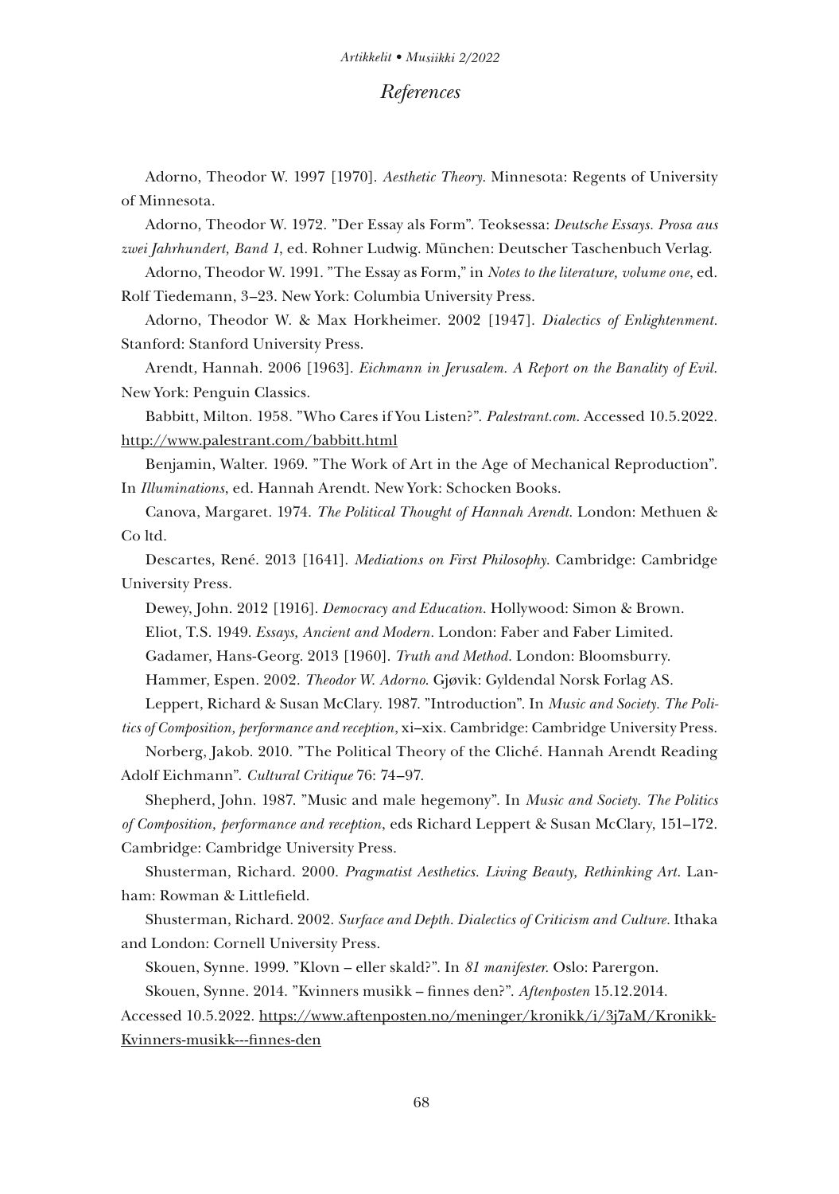## *References*

Adorno, Theodor W. 1997 [1970]. *Aesthetic Theory*. Minnesota: Regents of University of Minnesota.

Adorno, Theodor W. 1972. "Der Essay als Form". Teoksessa: *Deutsche Essays. Prosa aus zwei Jahrhundert, Band 1*, ed. Rohner Ludwig. München: Deutscher Taschenbuch Verlag.

Adorno, Theodor W. 1991. "The Essay as Form," in *Notes to the literature, volume one*, ed. Rolf Tiedemann, 3–23. New York: Columbia University Press.

Adorno, Theodor W. & Max Horkheimer. 2002 [1947]. *Dialectics of Enlightenment*. Stanford: Stanford University Press.

Arendt, Hannah. 2006 [1963]. *Eichmann in Jerusalem. A Report on the Banality of Evil*. New York: Penguin Classics.

Babbitt, Milton. 1958. "Who Cares if You Listen?". *Palestrant.com*. Accessed 10.5.2022. http://www.palestrant.com/babbitt.html

Benjamin, Walter. 1969. "The Work of Art in the Age of Mechanical Reproduction". In *Illuminations*, ed. Hannah Arendt. New York: Schocken Books.

Canova, Margaret. 1974. *The Political Thought of Hannah Arendt*. London: Methuen & Co ltd.

Descartes, René. 2013 [1641]. *Mediations on First Philosophy*. Cambridge: Cambridge University Press.

Dewey, John. 2012 [1916]. *Democracy and Education*. Hollywood: Simon & Brown.

Eliot, T.S. 1949. *Essays, Ancient and Modern*. London: Faber and Faber Limited.

Gadamer, Hans-Georg. 2013 [1960]. *Truth and Method*. London: Bloomsburry.

Hammer, Espen. 2002. *Theodor W. Adorno*. Gjøvik: Gyldendal Norsk Forlag AS.

Leppert, Richard & Susan McClary. 1987. "Introduction". In *Music and Society. The Politics of Composition, performance and reception*, xi–xix. Cambridge: Cambridge University Press.

Norberg, Jakob. 2010. "The Political Theory of the Cliché. Hannah Arendt Reading Adolf Eichmann". *Cultural Critique* 76: 74–97.

Shepherd, John. 1987. "Music and male hegemony". In *Music and Society. The Politics of Composition, performance and reception*, eds Richard Leppert & Susan McClary, 151–172. Cambridge: Cambridge University Press.

Shusterman, Richard. 2000. *Pragmatist Aesthetics. Living Beauty, Rethinking Art*. Lanham: Rowman & Littlefield.

Shusterman, Richard. 2002. *Surface and Depth. Dialectics of Criticism and Culture*. Ithaka and London: Cornell University Press.

Skouen, Synne. 1999. "Klovn – eller skald?". In *81 manifester*. Oslo: Parergon.

Skouen, Synne. 2014. "Kvinners musikk – finnes den?". *Aftenposten* 15.12.2014. Accessed 10.5.2022. https://www.aftenposten.no/meninger/kronikk/i/3j7aM/Kronikk-Kvinners-musikk---finnes-den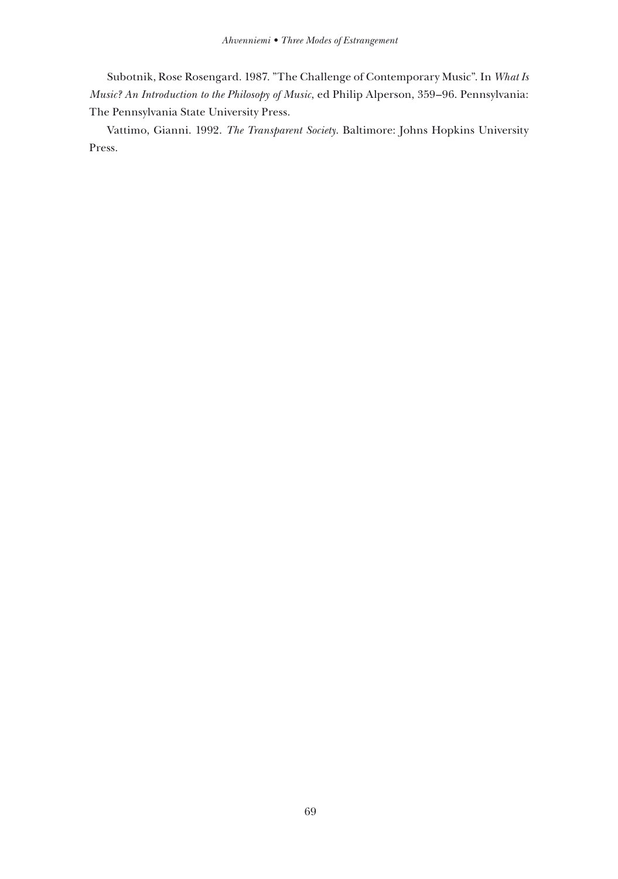Subotnik, Rose Rosengard. 1987. "The Challenge of Contemporary Music". In *What Is Music? An Introduction to the Philosopy of Music*, ed Philip Alperson, 359–96. Pennsylvania: The Pennsylvania State University Press.

Vattimo, Gianni. 1992. *The Transparent Society*. Baltimore: Johns Hopkins University Press.